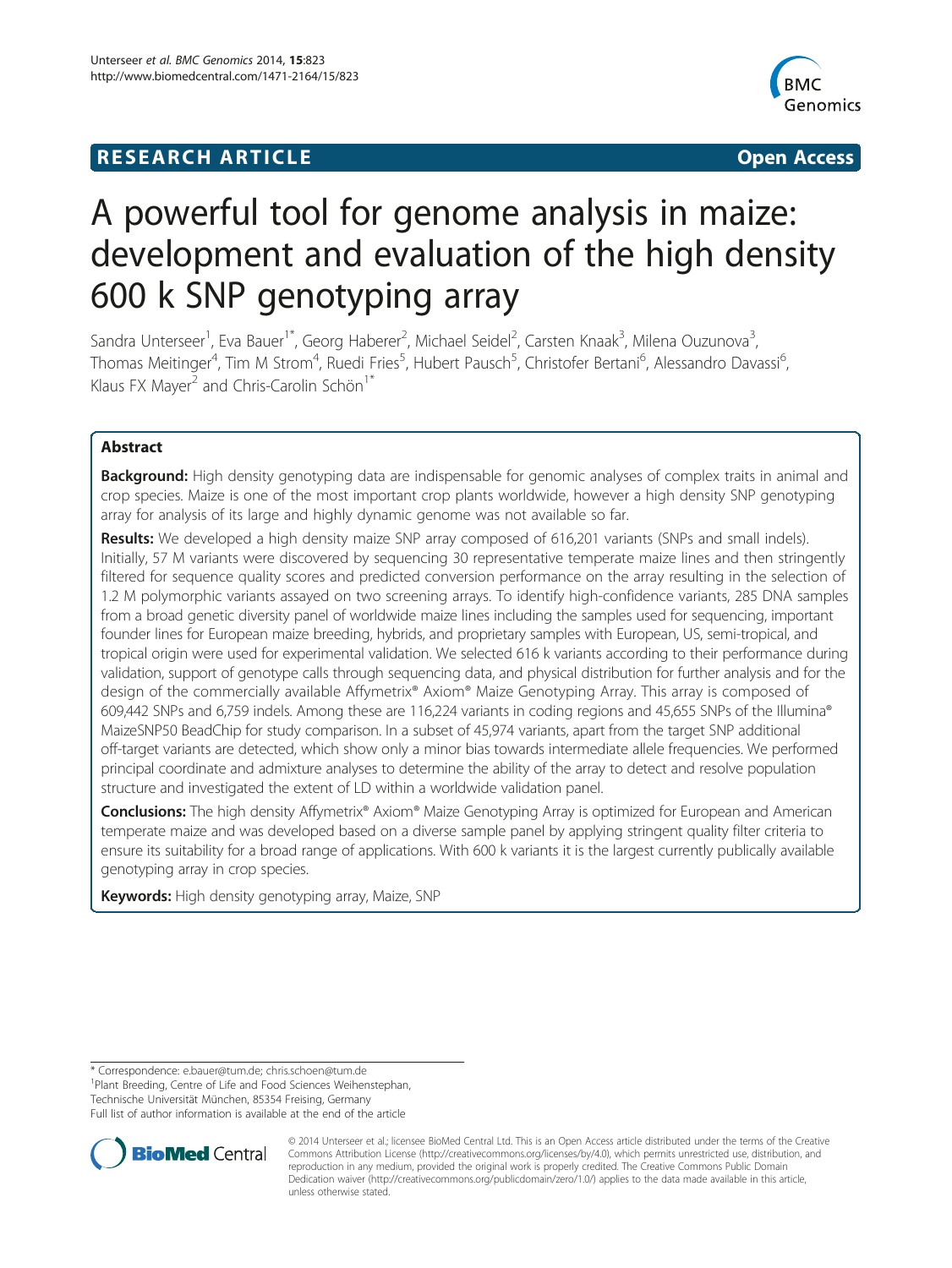**RESEARCH ARTICLE** **Open Access**

# A powerful tool for genome analysis in maize: development and evaluation of the high density 600 k SNP genotyping array

Sandra Unterseer[1], Eva Bauer[1*], Georg Haberer[2], Michael Seidel[2], Carsten Knaak[3], Milena Ouzunova[3], Thomas Meitinger[4], Tim M Strom[4], Ruedi Fries[5], Hubert Pausch[5], Christofer Bertani[6], Alessandro Davassi[6], Klaus FX Mayer[2] and Chris-Carolin Schön[1*]

## Abstract

**Background:** High density genotyping data are indispensable for genomic analyses of complex traits in animal and crop species. Maize is one of the most important crop plants worldwide, however a high density SNP genotyping array for analysis of its large and highly dynamic genome was not available so far.

**Results:** We developed a high density maize SNP array composed of 616,201 variants (SNPs and small indels). Initially, 57 M variants were discovered by sequencing 30 representative temperate maize lines and then stringently filtered for sequence quality scores and predicted conversion performance on the array resulting in the selection of 1.2 M polymorphic variants assayed on two screening arrays. To identify high-confidence variants, 285 DNA samples from a broad genetic diversity panel of worldwide maize lines including the samples used for sequencing, important founder lines for European maize breeding, hybrids, and proprietary samples with European, US, semi-tropical, and tropical origin were used for experimental validation. We selected 616 k variants according to their performance during validation, support of genotype calls through sequencing data, and physical distribution for further analysis and for the design of the commercially available Affymetrix® Axiom® Maize Genotyping Array. This array is composed of 609,442 SNPs and 6,759 indels. Among these are 116,224 variants in coding regions and 45,655 SNPs of the Illumina® MaizeSNP50 BeadChip for study comparison. In a subset of 45,974 variants, apart from the target SNP additional off-target variants are detected, which show only a minor bias towards intermediate allele frequencies. We performed principal coordinate and admixture analyses to determine the ability of the array to detect and resolve population structure and investigated the extent of LD within a worldwide validation panel.

**Conclusions:** The high density Affymetrix® Axiom® Maize Genotyping Array is optimized for European and American temperate maize and was developed based on a diverse sample panel by applying stringent quality filter criteria to ensure its suitability for a broad range of applications. With 600 k variants it is the largest currently publically available genotyping array in crop species.

**Keywords:** High density genotyping array, Maize, SNP

* Correspondence: e.bauer@tum.de; chris.schoen@tum.de
[1]Plant Breeding, Centre of Life and Food Sciences Weihenstephan, Technische Universität München, 85354 Freising, Germany
Full list of author information is available at the end of the article

© 2014 Unterseer et al.; licensee BioMed Central Ltd. This is an Open Access article distributed under the terms of the Creative Commons Attribution License (http://creativecommons.org/licenses/by/4.0), which permits unrestricted use, distribution, and reproduction in any medium, provided the original work is properly credited. The Creative Commons Public Domain Dedication waiver (http://creativecommons.org/publicdomain/zero/1.0/) applies to the data made available in this article, unless otherwise stated.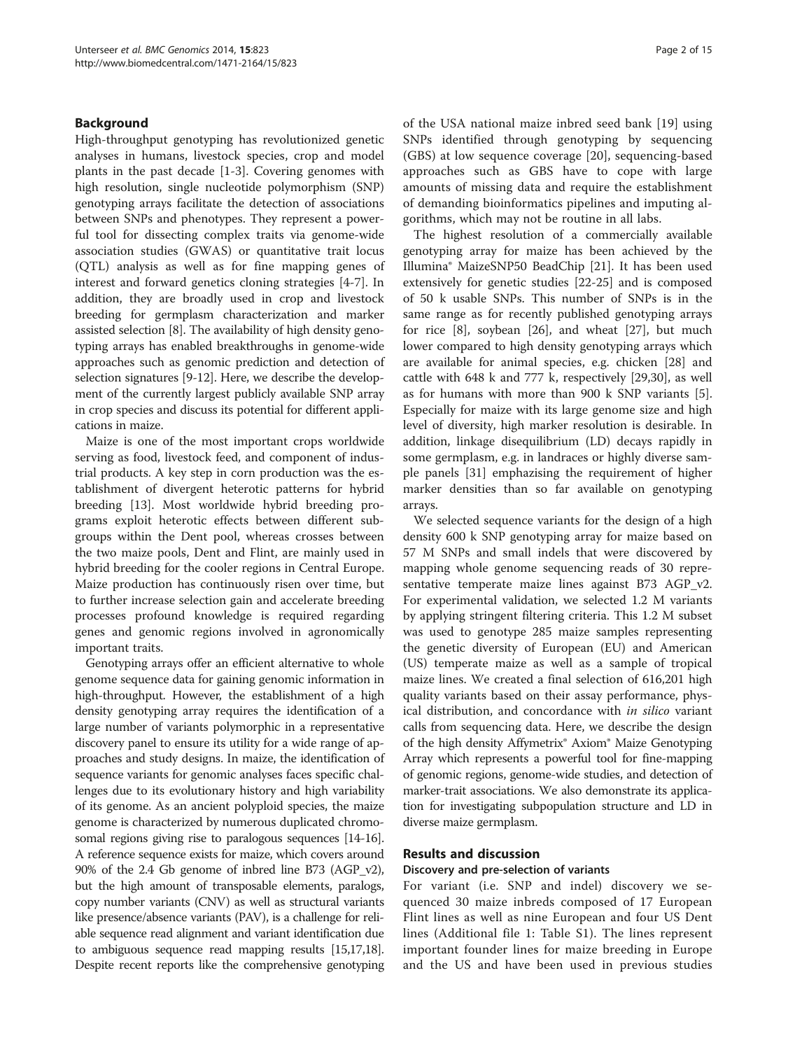## Background

High-throughput genotyping has revolutionized genetic analyses in humans, livestock species, crop and model plants in the past decade [1-3]. Covering genomes with high resolution, single nucleotide polymorphism (SNP) genotyping arrays facilitate the detection of associations between SNPs and phenotypes. They represent a powerful tool for dissecting complex traits via genome-wide association studies (GWAS) or quantitative trait locus (QTL) analysis as well as for fine mapping genes of interest and forward genetics cloning strategies [4-7]. In addition, they are broadly used in crop and livestock breeding for germplasm characterization and marker assisted selection [8]. The availability of high density genotyping arrays has enabled breakthroughs in genome-wide approaches such as genomic prediction and detection of selection signatures [9-12]. Here, we describe the development of the currently largest publicly available SNP array in crop species and discuss its potential for different applications in maize.

Maize is one of the most important crops worldwide serving as food, livestock feed, and component of industrial products. A key step in corn production was the establishment of divergent heterotic patterns for hybrid breeding [13]. Most worldwide hybrid breeding programs exploit heterotic effects between different subgroups within the Dent pool, whereas crosses between the two maize pools, Dent and Flint, are mainly used in hybrid breeding for the cooler regions in Central Europe. Maize production has continuously risen over time, but to further increase selection gain and accelerate breeding processes profound knowledge is required regarding genes and genomic regions involved in agronomically important traits.

Genotyping arrays offer an efficient alternative to whole genome sequence data for gaining genomic information in high-throughput. However, the establishment of a high density genotyping array requires the identification of a large number of variants polymorphic in a representative discovery panel to ensure its utility for a wide range of approaches and study designs. In maize, the identification of sequence variants for genomic analyses faces specific challenges due to its evolutionary history and high variability of its genome. As an ancient polyploid species, the maize genome is characterized by numerous duplicated chromosomal regions giving rise to paralogous sequences [14-16]. A reference sequence exists for maize, which covers around 90% of the 2.4 Gb genome of inbred line B73 (AGP_v2), but the high amount of transposable elements, paralogs, copy number variants (CNV) as well as structural variants like presence/absence variants (PAV), is a challenge for reliable sequence read alignment and variant identification due to ambiguous sequence read mapping results [15,17,18]. Despite recent reports like the comprehensive genotyping of the USA national maize inbred seed bank [19] using SNPs identified through genotyping by sequencing (GBS) at low sequence coverage [20], sequencing-based approaches such as GBS have to cope with large amounts of missing data and require the establishment of demanding bioinformatics pipelines and imputing algorithms, which may not be routine in all labs.

The highest resolution of a commercially available genotyping array for maize has been achieved by the Illumina® MaizeSNP50 BeadChip [21]. It has been used extensively for genetic studies [22-25] and is composed of 50 k usable SNPs. This number of SNPs is in the same range as for recently published genotyping arrays for rice [8], soybean [26], and wheat [27], but much lower compared to high density genotyping arrays which are available for animal species, e.g. chicken [28] and cattle with 648 k and 777 k, respectively [29,30], as well as for humans with more than 900 k SNP variants [5]. Especially for maize with its large genome size and high level of diversity, high marker resolution is desirable. In addition, linkage disequilibrium (LD) decays rapidly in some germplasm, e.g. in landraces or highly diverse sample panels [31] emphasizing the requirement of higher marker densities than so far available on genotyping arrays.

We selected sequence variants for the design of a high density 600 k SNP genotyping array for maize based on 57 M SNPs and small indels that were discovered by mapping whole genome sequencing reads of 30 representative temperate maize lines against B73 AGP_v2. For experimental validation, we selected 1.2 M variants by applying stringent filtering criteria. This 1.2 M subset was used to genotype 285 maize samples representing the genetic diversity of European (EU) and American (US) temperate maize as well as a sample of tropical maize lines. We created a final selection of 616,201 high quality variants based on their assay performance, physical distribution, and concordance with *in silico* variant calls from sequencing data. Here, we describe the design of the high density Affymetrix® Axiom® Maize Genotyping Array which represents a powerful tool for fine-mapping of genomic regions, genome-wide studies, and detection of marker-trait associations. We also demonstrate its application for investigating subpopulation structure and LD in diverse maize germplasm.

## Results and discussion

### Discovery and pre-selection of variants

For variant (i.e. SNP and indel) discovery we sequenced 30 maize inbreds composed of 17 European Flint lines as well as nine European and four US Dent lines (Additional file 1: Table S1). The lines represent important founder lines for maize breeding in Europe and the US and have been used in previous studies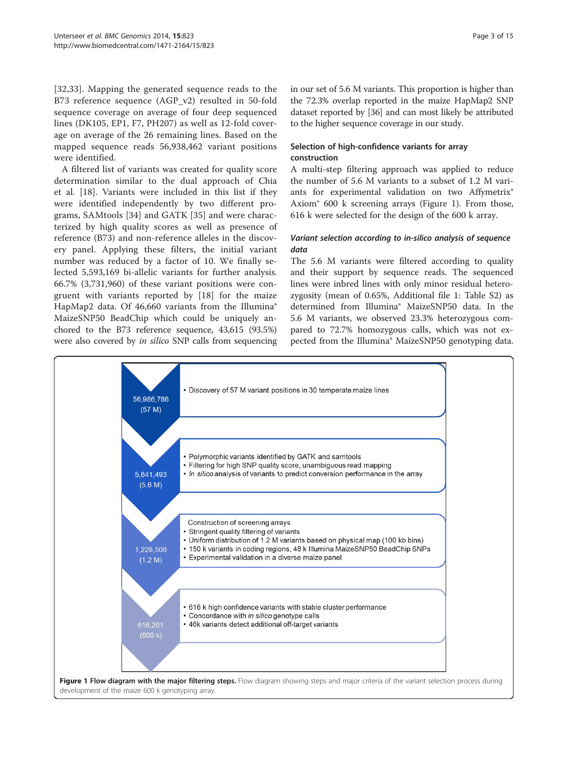[32,33]. Mapping the generated sequence reads to the B73 reference sequence (AGP_v2) resulted in 50-fold sequence coverage on average of four deep sequenced lines (DK105, EP1, F7, PH207) as well as 12-fold coverage on average of the 26 remaining lines. Based on the mapped sequence reads 56,938,462 variant positions were identified.

A filtered list of variants was created for quality score determination similar to the dual approach of Chia et al. [18]. Variants were included in this list if they were identified independently by two different programs, SAMtools [34] and GATK [35] and were characterized by high quality scores as well as presence of reference (B73) and non-reference alleles in the discovery panel. Applying these filters, the initial variant number was reduced by a factor of 10. We finally selected 5,593,169 bi-allelic variants for further analysis. 66.7% (3,731,960) of these variant positions were congruent with variants reported by [18] for the maize HapMap2 data. Of 46,660 variants from the Illumina® MaizeSNP50 BeadChip which could be uniquely anchored to the B73 reference sequence, 43,615 (93.5%) were also covered by *in silico* SNP calls from sequencing in our set of 5.6 M variants. This proportion is higher than the 72.3% overlap reported in the maize HapMap2 SNP dataset reported by [36] and can most likely be attributed to the higher sequence coverage in our study.

### Selection of high-confidence variants for array construction

A multi-step filtering approach was applied to reduce the number of 5.6 M variants to a subset of 1.2 M variants for experimental validation on two Affymetrix® Axiom® 600 k screening arrays (Figure 1). From those, 616 k were selected for the design of the 600 k array.

#### *Variant selection according to in-silico analysis of sequence data*

The 5.6 M variants were filtered according to quality and their support by sequence reads. The sequenced lines were inbred lines with only minor residual heterozygosity (mean of 0.65%, Additional file 1: Table S2) as determined from Illumina® MaizeSNP50 data. In the 5.6 M variants, we observed 23.3% heterozygous compared to 72.7% homozygous calls, which was not expected from the Illumina® MaizeSNP50 genotyping data.

| Count | Filtering steps |
|---|---|
| 56,986,786 (57 M) | • Discovery of 57 M variant positions in 30 temperate maize lines |
| 5,641,493 (5.6 M) | • Polymorphic variants identified by GATK and samtools<br>• Filtering for high SNP quality score, unambiguous read mapping<br>• *In silico* analysis of variants to predict conversion performance in the array |
| 1,228,506 (1.2 M) | Construction of screening arrays<br>• Stringent quality filtering of variants<br>• Uniform distribution of 1.2 M variants based on physical map (100 kb bins)<br>• 150 k variants in coding regions, 48 k Illumina MaizeSNP50 BeadChip SNPs<br>• Experimental validation in a diverse maize panel |
| 616,201 (600 k) | • 616 k high confidence variants with stable cluster performance<br>• Concordance with *in silico* genotype calls<br>• 46k variants detect additional off-target variants |

**Figure 1 Flow diagram with the major filtering steps.** Flow diagram showing steps and major criteria of the variant selection process during development of the maize 600 k genotyping array.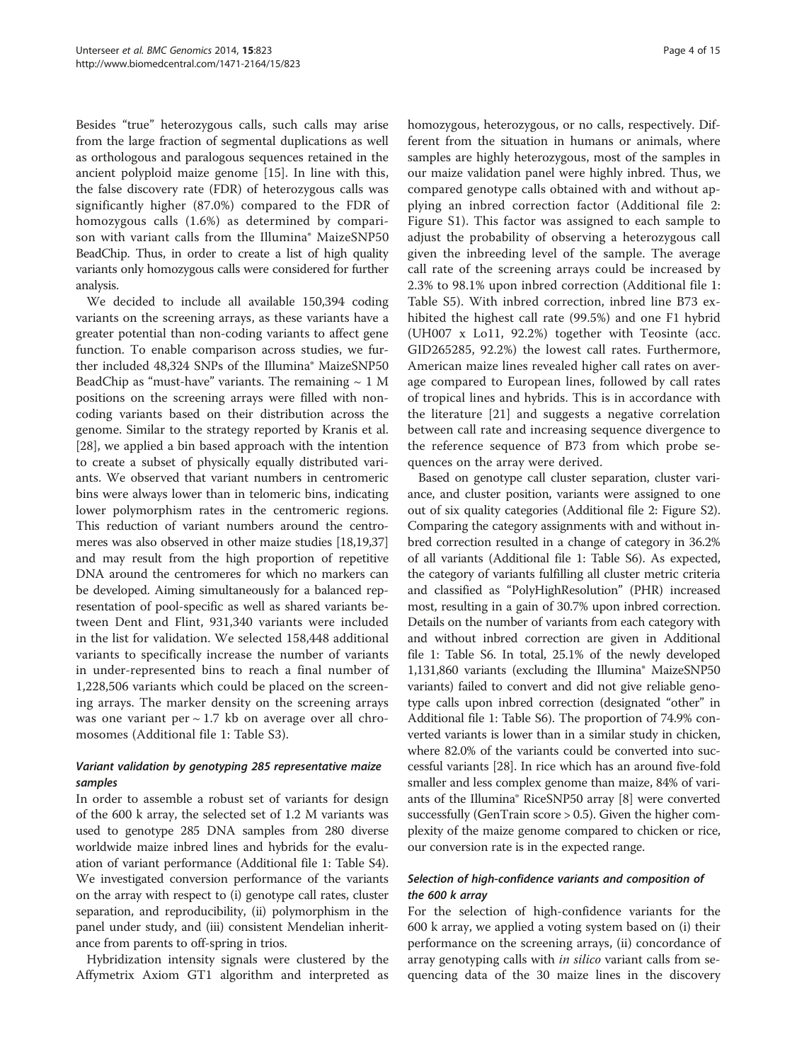Besides "true" heterozygous calls, such calls may arise from the large fraction of segmental duplications as well as orthologous and paralogous sequences retained in the ancient polyploid maize genome [15]. In line with this, the false discovery rate (FDR) of heterozygous calls was significantly higher (87.0%) compared to the FDR of homozygous calls (1.6%) as determined by comparison with variant calls from the Illumina® MaizeSNP50 BeadChip. Thus, in order to create a list of high quality variants only homozygous calls were considered for further analysis.

We decided to include all available 150,394 coding variants on the screening arrays, as these variants have a greater potential than non-coding variants to affect gene function. To enable comparison across studies, we further included 48,324 SNPs of the Illumina® MaizeSNP50 BeadChip as "must-have" variants. The remaining ~ 1 M positions on the screening arrays were filled with non-coding variants based on their distribution across the genome. Similar to the strategy reported by Kranis et al. [28], we applied a bin based approach with the intention to create a subset of physically equally distributed variants. We observed that variant numbers in centromeric bins were always lower than in telomeric bins, indicating lower polymorphism rates in the centromeric regions. This reduction of variant numbers around the centromeres was also observed in other maize studies [18,19,37] and may result from the high proportion of repetitive DNA around the centromeres for which no markers can be developed. Aiming simultaneously for a balanced representation of pool-specific as well as shared variants between Dent and Flint, 931,340 variants were included in the list for validation. We selected 158,448 additional variants to specifically increase the number of variants in under-represented bins to reach a final number of 1,228,506 variants which could be placed on the screening arrays. The marker density on the screening arrays was one variant per ~ 1.7 kb on average over all chromosomes (Additional file 1: Table S3).

### *Variant validation by genotyping 285 representative maize samples*

In order to assemble a robust set of variants for design of the 600 k array, the selected set of 1.2 M variants was used to genotype 285 DNA samples from 280 diverse worldwide maize inbred lines and hybrids for the evaluation of variant performance (Additional file 1: Table S4). We investigated conversion performance of the variants on the array with respect to (i) genotype call rates, cluster separation, and reproducibility, (ii) polymorphism in the panel under study, and (iii) consistent Mendelian inheritance from parents to off-spring in trios.

Hybridization intensity signals were clustered by the Affymetrix Axiom GT1 algorithm and interpreted as homozygous, heterozygous, or no calls, respectively. Different from the situation in humans or animals, where samples are highly heterozygous, most of the samples in our maize validation panel were highly inbred. Thus, we compared genotype calls obtained with and without applying an inbred correction factor (Additional file 2: Figure S1). This factor was assigned to each sample to adjust the probability of observing a heterozygous call given the inbreeding level of the sample. The average call rate of the screening arrays could be increased by 2.3% to 98.1% upon inbred correction (Additional file 1: Table S5). With inbred correction, inbred line B73 exhibited the highest call rate (99.5%) and one F1 hybrid (UH007 x Lo11, 92.2%) together with Teosinte (acc. GID265285, 92.2%) the lowest call rates. Furthermore, American maize lines revealed higher call rates on average compared to European lines, followed by call rates of tropical lines and hybrids. This is in accordance with the literature [21] and suggests a negative correlation between call rate and increasing sequence divergence to the reference sequence of B73 from which probe sequences on the array were derived.

Based on genotype call cluster separation, cluster variance, and cluster position, variants were assigned to one out of six quality categories (Additional file 2: Figure S2). Comparing the category assignments with and without inbred correction resulted in a change of category in 36.2% of all variants (Additional file 1: Table S6). As expected, the category of variants fulfilling all cluster metric criteria and classified as "PolyHighResolution" (PHR) increased most, resulting in a gain of 30.7% upon inbred correction. Details on the number of variants from each category with and without inbred correction are given in Additional file 1: Table S6. In total, 25.1% of the newly developed 1,131,860 variants (excluding the Illumina® MaizeSNP50 variants) failed to convert and did not give reliable genotype calls upon inbred correction (designated "other" in Additional file 1: Table S6). The proportion of 74.9% converted variants is lower than in a similar study in chicken, where 82.0% of the variants could be converted into successful variants [28]. In rice which has an around five-fold smaller and less complex genome than maize, 84% of variants of the Illumina® RiceSNP50 array [8] were converted successfully (GenTrain score > 0.5). Given the higher complexity of the maize genome compared to chicken or rice, our conversion rate is in the expected range.

### *Selection of high-confidence variants and composition of the 600 k array*

For the selection of high-confidence variants for the 600 k array, we applied a voting system based on (i) their performance on the screening arrays, (ii) concordance of array genotyping calls with *in silico* variant calls from sequencing data of the 30 maize lines in the discovery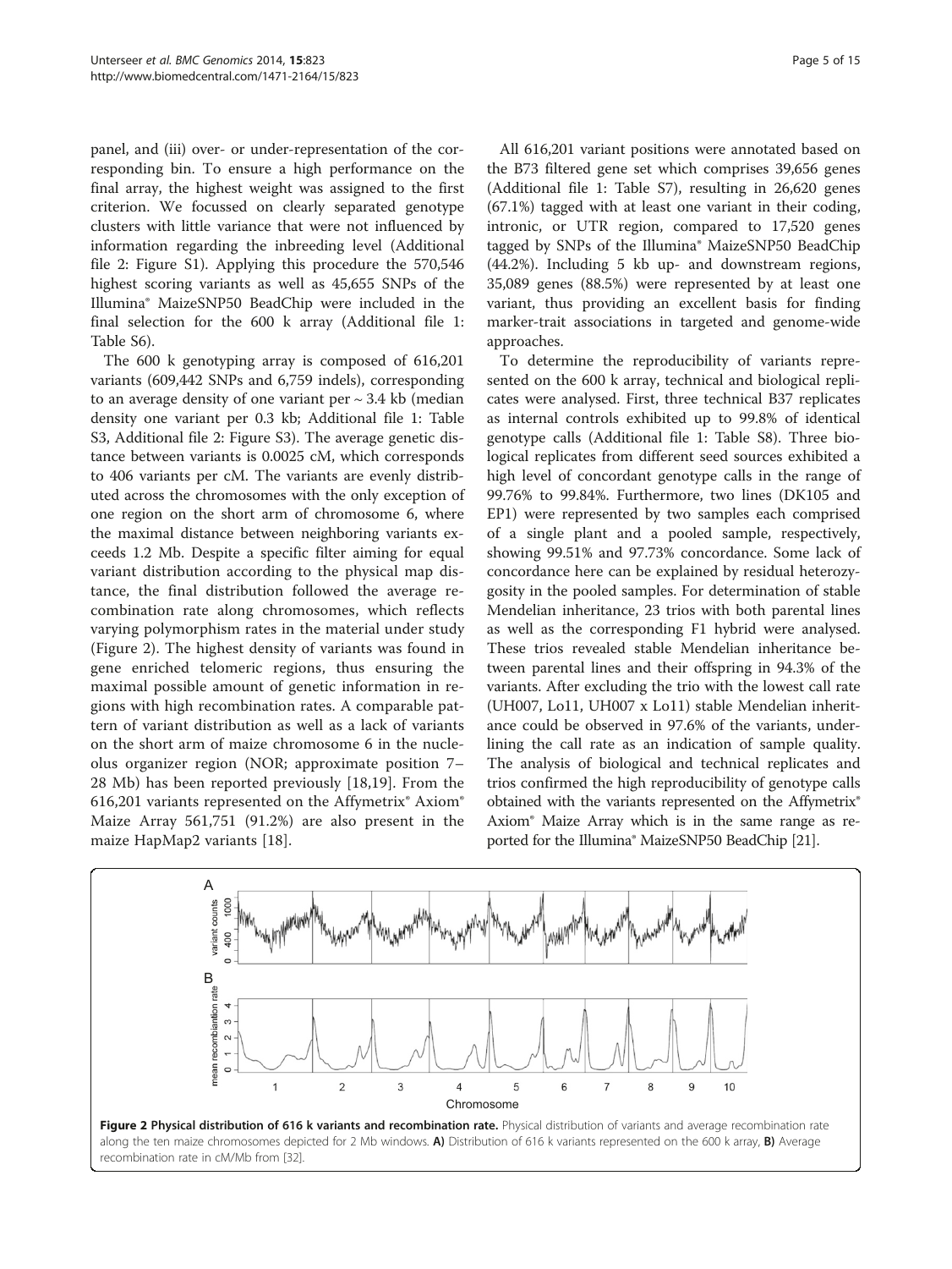panel, and (iii) over- or under-representation of the corresponding bin. To ensure a high performance on the final array, the highest weight was assigned to the first criterion. We focussed on clearly separated genotype clusters with little variance that were not influenced by information regarding the inbreeding level (Additional file 2: Figure S1). Applying this procedure the 570,546 highest scoring variants as well as 45,655 SNPs of the Illumina® MaizeSNP50 BeadChip were included in the final selection for the 600 k array (Additional file 1: Table S6).

The 600 k genotyping array is composed of 616,201 variants (609,442 SNPs and 6,759 indels), corresponding to an average density of one variant per ~ 3.4 kb (median density one variant per 0.3 kb; Additional file 1: Table S3, Additional file 2: Figure S3). The average genetic distance between variants is 0.0025 cM, which corresponds to 406 variants per cM. The variants are evenly distributed across the chromosomes with the only exception of one region on the short arm of chromosome 6, where the maximal distance between neighboring variants exceeds 1.2 Mb. Despite a specific filter aiming for equal variant distribution according to the physical map distance, the final distribution followed the average recombination rate along chromosomes, which reflects varying polymorphism rates in the material under study (Figure 2). The highest density of variants was found in gene enriched telomeric regions, thus ensuring the maximal possible amount of genetic information in regions with high recombination rates. A comparable pattern of variant distribution as well as a lack of variants on the short arm of maize chromosome 6 in the nucleolus organizer region (NOR; approximate position 7–28 Mb) has been reported previously [18,19]. From the 616,201 variants represented on the Affymetrix® Axiom® Maize Array 561,751 (91.2%) are also present in the maize HapMap2 variants [18].

All 616,201 variant positions were annotated based on the B73 filtered gene set which comprises 39,656 genes (Additional file 1: Table S7), resulting in 26,620 genes (67.1%) tagged with at least one variant in their coding, intronic, or UTR region, compared to 17,520 genes tagged by SNPs of the Illumina® MaizeSNP50 BeadChip (44.2%). Including 5 kb up- and downstream regions, 35,089 genes (88.5%) were represented by at least one variant, thus providing an excellent basis for finding marker-trait associations in targeted and genome-wide approaches.

To determine the reproducibility of variants represented on the 600 k array, technical and biological replicates were analysed. First, three technical B37 replicates as internal controls exhibited up to 99.8% of identical genotype calls (Additional file 1: Table S8). Three biological replicates from different seed sources exhibited a high level of concordant genotype calls in the range of 99.76% to 99.84%. Furthermore, two lines (DK105 and EP1) were represented by two samples each comprised of a single plant and a pooled sample, respectively, showing 99.51% and 97.73% concordance. Some lack of concordance here can be explained by residual heterozygosity in the pooled samples. For determination of stable Mendelian inheritance, 23 trios with both parental lines as well as the corresponding F1 hybrid were analysed. These trios revealed stable Mendelian inheritance between parental lines and their offspring in 94.3% of the variants. After excluding the trio with the lowest call rate (UH007, Lo11, UH007 x Lo11) stable Mendelian inheritance could be observed in 97.6% of the variants, underlining the call rate as an indication of sample quality. The analysis of biological and technical replicates and trios confirmed the high reproducibility of genotype calls obtained with the variants represented on the Affymetrix® Axiom® Maize Array which is in the same range as reported for the Illumina® MaizeSNP50 BeadChip [21].

**Figure 2 Physical distribution of 616 k variants and recombination rate.** Physical distribution of variants and average recombination rate along the ten maize chromosomes depicted for 2 Mb windows. **A)** Distribution of 616 k variants represented on the 600 k array, **B)** Average recombination rate in cM/Mb from [32].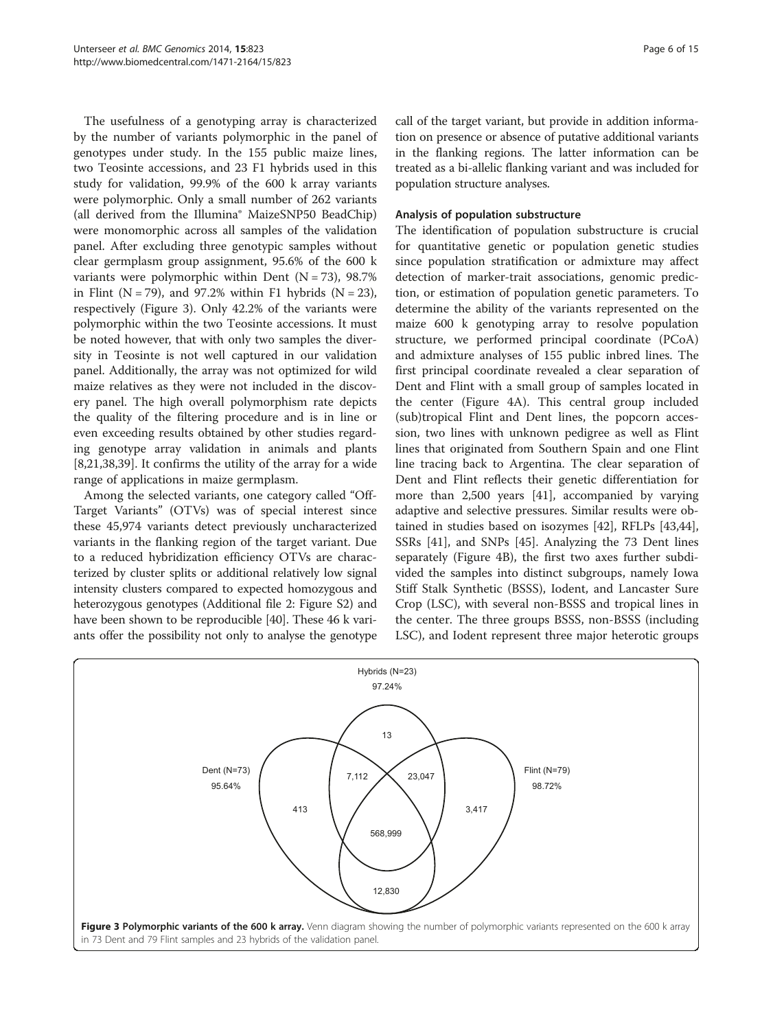The usefulness of a genotyping array is characterized by the number of variants polymorphic in the panel of genotypes under study. In the 155 public maize lines, two Teosinte accessions, and 23 F1 hybrids used in this study for validation, 99.9% of the 600 k array variants were polymorphic. Only a small number of 262 variants (all derived from the Illumina® MaizeSNP50 BeadChip) were monomorphic across all samples of the validation panel. After excluding three genotypic samples without clear germplasm group assignment, 95.6% of the 600 k variants were polymorphic within Dent (N = 73), 98.7% in Flint (N = 79), and 97.2% within F1 hybrids (N = 23), respectively (Figure 3). Only 42.2% of the variants were polymorphic within the two Teosinte accessions. It must be noted however, that with only two samples the diversity in Teosinte is not well captured in our validation panel. Additionally, the array was not optimized for wild maize relatives as they were not included in the discovery panel. The high overall polymorphism rate depicts the quality of the filtering procedure and is in line or even exceeding results obtained by other studies regarding genotype array validation in animals and plants [8,21,38,39]. It confirms the utility of the array for a wide range of applications in maize germplasm.

Among the selected variants, one category called "Off-Target Variants" (OTVs) was of special interest since these 45,974 variants detect previously uncharacterized variants in the flanking region of the target variant. Due to a reduced hybridization efficiency OTVs are characterized by cluster splits or additional relatively low signal intensity clusters compared to expected homozygous and heterozygous genotypes (Additional file 2: Figure S2) and have been shown to be reproducible [40]. These 46 k variants offer the possibility not only to analyse the genotype call of the target variant, but provide in addition information on presence or absence of putative additional variants in the flanking regions. The latter information can be treated as a bi-allelic flanking variant and was included for population structure analyses.

### Analysis of population substructure

The identification of population substructure is crucial for quantitative genetic or population genetic studies since population stratification or admixture may affect detection of marker-trait associations, genomic prediction, or estimation of population genetic parameters. To determine the ability of the variants represented on the maize 600 k genotyping array to resolve population structure, we performed principal coordinate (PCoA) and admixture analyses of 155 public inbred lines. The first principal coordinate revealed a clear separation of Dent and Flint with a small group of samples located in the center (Figure 4A). This central group included (sub)tropical Flint and Dent lines, the popcorn accession, two lines with unknown pedigree as well as Flint lines that originated from Southern Spain and one Flint line tracing back to Argentina. The clear separation of Dent and Flint reflects their genetic differentiation for more than 2,500 years [41], accompanied by varying adaptive and selective pressures. Similar results were obtained in studies based on isozymes [42], RFLPs [43,44], SSRs [41], and SNPs [45]. Analyzing the 73 Dent lines separately (Figure 4B), the first two axes further subdivided the samples into distinct subgroups, namely Iowa Stiff Stalk Synthetic (BSSS), Iodent, and Lancaster Sure Crop (LSC), with several non-BSSS and tropical lines in the center. The three groups BSSS, non-BSSS (including LSC), and Iodent represent three major heterotic groups

**Figure 3 Polymorphic variants of the 600 k array.** Venn diagram showing the number of polymorphic variants represented on the 600 k array in 73 Dent and 79 Flint samples and 23 hybrids of the validation panel.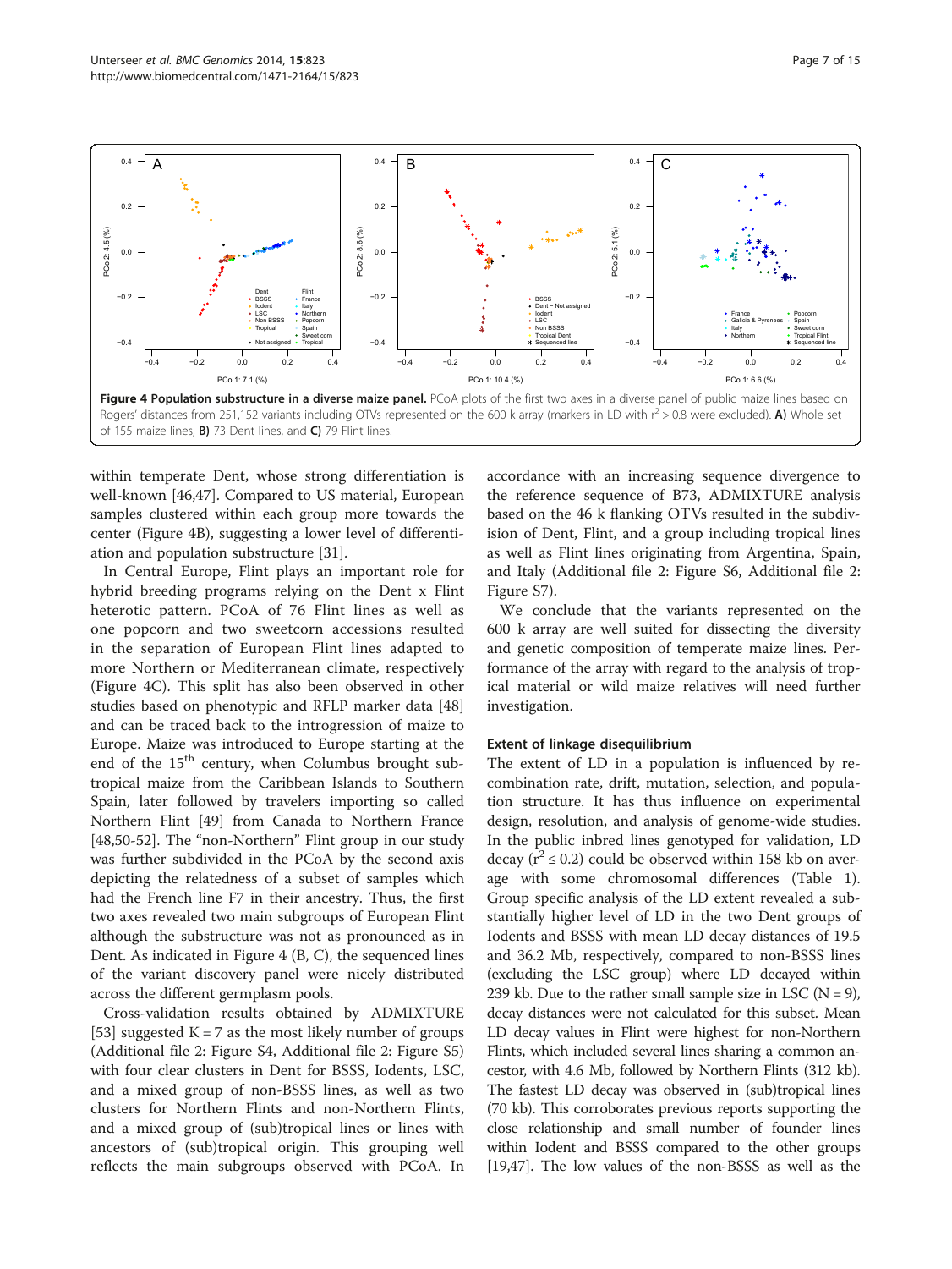**Figure 4 Population substructure in a diverse maize panel.** PCoA plots of the first two axes in a diverse panel of public maize lines based on Rogers' distances from 251,152 variants including OTVs represented on the 600 k array (markers in LD with $r^2 > 0.8$ were excluded). **A)** Whole set of 155 maize lines, **B)** 73 Dent lines, and **C)** 79 Flint lines.

within temperate Dent, whose strong differentiation is well-known [46,47]. Compared to US material, European samples clustered within each group more towards the center (Figure 4B), suggesting a lower level of differentiation and population substructure [31].

In Central Europe, Flint plays an important role for hybrid breeding programs relying on the Dent x Flint heterotic pattern. PCoA of 76 Flint lines as well as one popcorn and two sweetcorn accessions resulted in the separation of European Flint lines adapted to more Northern or Mediterranean climate, respectively (Figure 4C). This split has also been observed in other studies based on phenotypic and RFLP marker data [48] and can be traced back to the introgression of maize to Europe. Maize was introduced to Europe starting at the end of the 15[th] century, when Columbus brought subtropical maize from the Caribbean Islands to Southern Spain, later followed by travelers importing so called Northern Flint [49] from Canada to Northern France [48,50-52]. The "non-Northern" Flint group in our study was further subdivided in the PCoA by the second axis depicting the relatedness of a subset of samples which had the French line F7 in their ancestry. Thus, the first two axes revealed two main subgroups of European Flint although the substructure was not as pronounced as in Dent. As indicated in Figure 4 (B, C), the sequenced lines of the variant discovery panel were nicely distributed across the different germplasm pools.

Cross-validation results obtained by ADMIXTURE [53] suggested K = 7 as the most likely number of groups (Additional file 2: Figure S4, Additional file 2: Figure S5) with four clear clusters in Dent for BSSS, Iodents, LSC, and a mixed group of non-BSSS lines, as well as two clusters for Northern Flints and non-Northern Flints, and a mixed group of (sub)tropical lines or lines with ancestors of (sub)tropical origin. This grouping well reflects the main subgroups observed with PCoA. In accordance with an increasing sequence divergence to the reference sequence of B73, ADMIXTURE analysis based on the 46 k flanking OTVs resulted in the subdivision of Dent, Flint, and a group including tropical lines as well as Flint lines originating from Argentina, Spain, and Italy (Additional file 2: Figure S6, Additional file 2: Figure S7).

We conclude that the variants represented on the 600 k array are well suited for dissecting the diversity and genetic composition of temperate maize lines. Performance of the array with regard to the analysis of tropical material or wild maize relatives will need further investigation.

### Extent of linkage disequilibrium

The extent of LD in a population is influenced by recombination rate, drift, mutation, selection, and population structure. It has thus influence on experimental design, resolution, and analysis of genome-wide studies. In the public inbred lines genotyped for validation, LD decay ($r^2 \leq 0.2$) could be observed within 158 kb on average with some chromosomal differences (Table 1). Group specific analysis of the LD extent revealed a substantially higher level of LD in the two Dent groups of Iodents and BSSS with mean LD decay distances of 19.5 and 36.2 Mb, respectively, compared to non-BSSS lines (excluding the LSC group) where LD decayed within 239 kb. Due to the rather small sample size in LSC (N = 9), decay distances were not calculated for this subset. Mean LD decay values in Flint were highest for non-Northern Flints, which included several lines sharing a common ancestor, with 4.6 Mb, followed by Northern Flints (312 kb). The fastest LD decay was observed in (sub)tropical lines (70 kb). This corroborates previous reports supporting the close relationship and small number of founder lines within Iodent and BSSS compared to the other groups [19,47]. The low values of the non-BSSS as well as the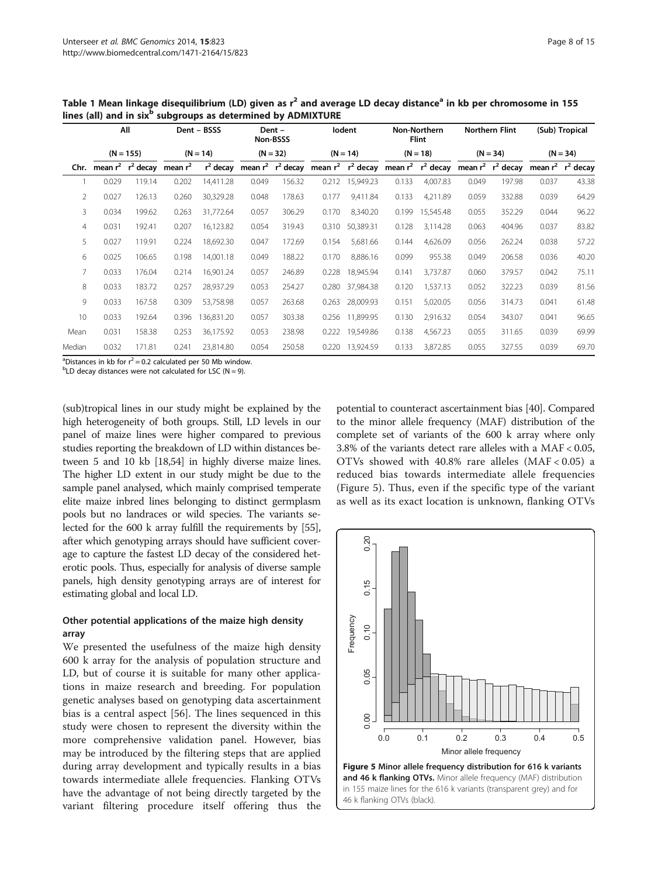**Table 1 Mean linkage disequilibrium (LD) given as $r^2$ and average LD decay distance[a] in kb per chromosome in 155 lines (all) and in six[b] subgroups as determined by ADMIXTURE**

| | All | | Dent – BSSS | | Dent – Non-BSSS | | Iodent | | Non-Northern Flint | | Northern Flint | | (Sub) Tropical | |
|---|---|---|---|---|---|---|---|---|---|---|---|---|---|---|
| | (N = 155) | | (N = 14) | | (N = 32) | | (N = 14) | | (N = 18) | | (N = 34) | | (N = 34) | |
| Chr. | mean $r^2$ | $r^2$ decay | mean $r^2$ | $r^2$ decay | mean $r^2$ | $r^2$ decay | mean $r^2$ | $r^2$ decay | mean $r^2$ | $r^2$ decay | mean $r^2$ | $r^2$ decay | mean $r^2$ | $r^2$ decay |
| 1 | 0.029 | 119.14 | 0.202 | 14,411.28 | 0.049 | 156.32 | 0.212 | 15,949.23 | 0.133 | 4,007.83 | 0.049 | 197.98 | 0.037 | 43.38 |
| 2 | 0.027 | 126.13 | 0.260 | 30,329.28 | 0.048 | 178.63 | 0.177 | 9,411.84 | 0.133 | 4,211.89 | 0.059 | 332.88 | 0.039 | 64.29 |
| 3 | 0.034 | 199.62 | 0.263 | 31,772.64 | 0.057 | 306.29 | 0.170 | 8,340.20 | 0.199 | 15,545.48 | 0.055 | 352.29 | 0.044 | 96.22 |
| 4 | 0.031 | 192.41 | 0.207 | 16,123.82 | 0.054 | 319.43 | 0.310 | 50,389.31 | 0.128 | 3,114.28 | 0.063 | 404.96 | 0.037 | 83.82 |
| 5 | 0.027 | 119.91 | 0.224 | 18,692.30 | 0.047 | 172.69 | 0.154 | 5,681.66 | 0.144 | 4,626.09 | 0.056 | 262.24 | 0.038 | 57.22 |
| 6 | 0.025 | 106.65 | 0.198 | 14,001.18 | 0.049 | 188.22 | 0.170 | 8,886.16 | 0.099 | 955.38 | 0.049 | 206.58 | 0.036 | 40.20 |
| 7 | 0.033 | 176.04 | 0.214 | 16,901.24 | 0.057 | 246.89 | 0.228 | 18,945.94 | 0.141 | 3,737.87 | 0.060 | 379.57 | 0.042 | 75.11 |
| 8 | 0.033 | 183.72 | 0.257 | 28,937.29 | 0.053 | 254.27 | 0.280 | 37,984.38 | 0.120 | 1,537.13 | 0.052 | 322.23 | 0.039 | 81.56 |
| 9 | 0.033 | 167.58 | 0.309 | 53,758.98 | 0.057 | 263.68 | 0.263 | 28,009.93 | 0.151 | 5,020.05 | 0.056 | 314.73 | 0.041 | 61.48 |
| 10 | 0.033 | 192.64 | 0.396 | 136,831.20 | 0.057 | 303.38 | 0.256 | 11,899.95 | 0.130 | 2,916.32 | 0.054 | 343.07 | 0.041 | 96.65 |
| Mean | 0.031 | 158.38 | 0.253 | 36,175.92 | 0.053 | 238.98 | 0.222 | 19,549.86 | 0.138 | 4,567.23 | 0.055 | 311.65 | 0.039 | 69.99 |
| Median | 0.032 | 171.81 | 0.241 | 23,814.80 | 0.054 | 250.58 | 0.220 | 13,924.59 | 0.133 | 3,872.85 | 0.055 | 327.55 | 0.039 | 69.70 |

[a]Distances in kb for $r^2$ = 0.2 calculated per 50 Mb window.
[b]LD decay distances were not calculated for LSC (N = 9).

(sub)tropical lines in our study might be explained by the high heterogeneity of both groups. Still, LD levels in our panel of maize lines were higher compared to previous studies reporting the breakdown of LD within distances between 5 and 10 kb [18,54] in highly diverse maize lines. The higher LD extent in our study might be due to the sample panel analysed, which mainly comprised temperate elite maize inbred lines belonging to distinct germplasm pools but no landraces or wild species. The variants selected for the 600 k array fulfill the requirements by [55], after which genotyping arrays should have sufficient coverage to capture the fastest LD decay of the considered heterotic pools. Thus, especially for analysis of diverse sample panels, high density genotyping arrays are of interest for estimating global and local LD.

### Other potential applications of the maize high density array

We presented the usefulness of the maize high density 600 k array for the analysis of population structure and LD, but of course it is suitable for many other applications in maize research and breeding. For population genetic analyses based on genotyping data ascertainment bias is a central aspect [56]. The lines sequenced in this study were chosen to represent the diversity within the more comprehensive validation panel. However, bias may be introduced by the filtering steps that are applied during array development and typically results in a bias towards intermediate allele frequencies. Flanking OTVs have the advantage of not being directly targeted by the variant filtering procedure itself offering thus the potential to counteract ascertainment bias [40]. Compared to the minor allele frequency (MAF) distribution of the complete set of variants of the 600 k array where only 3.8% of the variants detect rare alleles with a MAF < 0.05, OTVs showed with 40.8% rare alleles (MAF < 0.05) a reduced bias towards intermediate allele frequencies (Figure 5). Thus, even if the specific type of the variant as well as its exact location is unknown, flanking OTVs

**Figure 5 Minor allele frequency distribution for 616 k variants and 46 k flanking OTVs.** Minor allele frequency (MAF) distribution in 155 maize lines for the 616 k variants (transparent grey) and for 46 k flanking OTVs (black).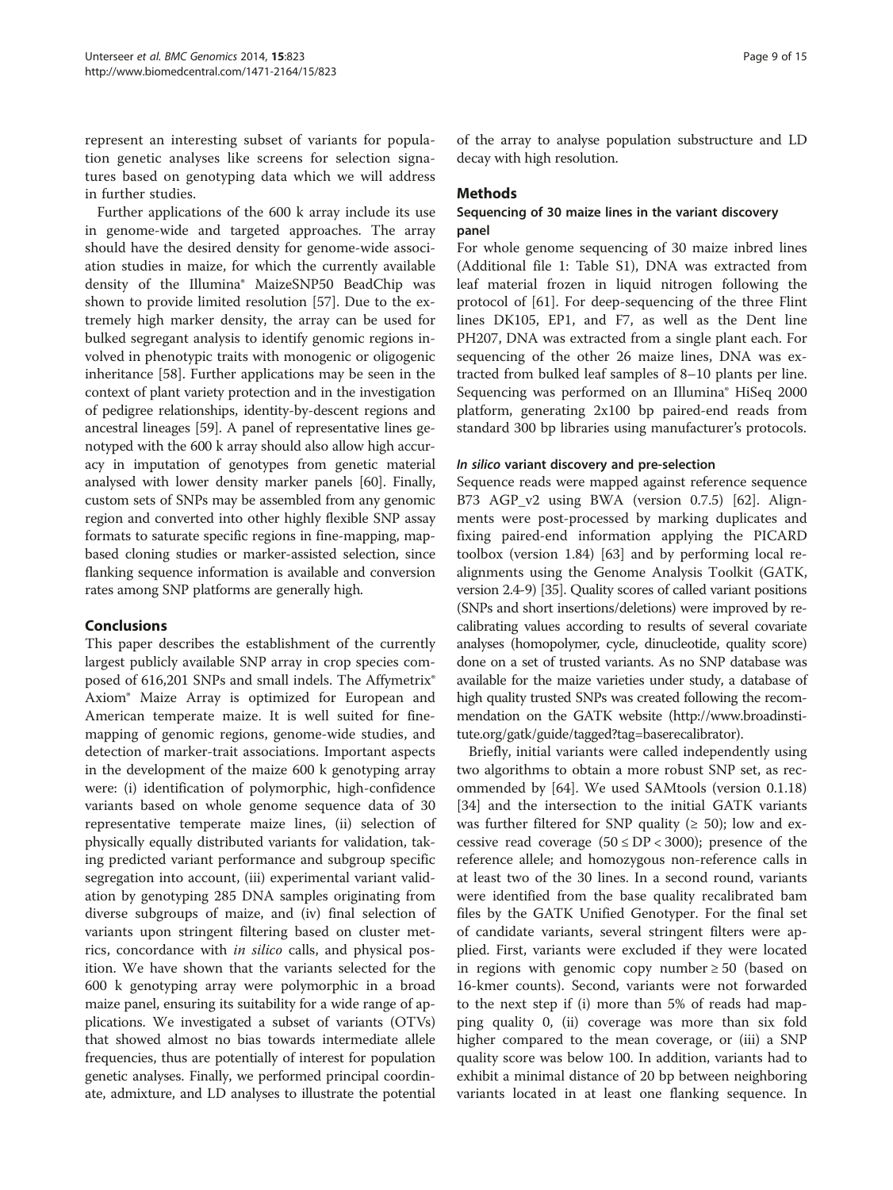represent an interesting subset of variants for population genetic analyses like screens for selection signatures based on genotyping data which we will address in further studies.

Further applications of the 600 k array include its use in genome-wide and targeted approaches. The array should have the desired density for genome-wide association studies in maize, for which the currently available density of the Illumina® MaizeSNP50 BeadChip was shown to provide limited resolution [57]. Due to the extremely high marker density, the array can be used for bulked segregant analysis to identify genomic regions involved in phenotypic traits with monogenic or oligogenic inheritance [58]. Further applications may be seen in the context of plant variety protection and in the investigation of pedigree relationships, identity-by-descent regions and ancestral lineages [59]. A panel of representative lines genotyped with the 600 k array should also allow high accuracy in imputation of genotypes from genetic material analysed with lower density marker panels [60]. Finally, custom sets of SNPs may be assembled from any genomic region and converted into other highly flexible SNP assay formats to saturate specific regions in fine-mapping, map-based cloning studies or marker-assisted selection, since flanking sequence information is available and conversion rates among SNP platforms are generally high.

## Conclusions

This paper describes the establishment of the currently largest publicly available SNP array in crop species composed of 616,201 SNPs and small indels. The Affymetrix® Axiom® Maize Array is optimized for European and American temperate maize. It is well suited for fine-mapping of genomic regions, genome-wide studies, and detection of marker-trait associations. Important aspects in the development of the maize 600 k genotyping array were: (i) identification of polymorphic, high-confidence variants based on whole genome sequence data of 30 representative temperate maize lines, (ii) selection of physically equally distributed variants for validation, taking predicted variant performance and subgroup specific segregation into account, (iii) experimental variant validation by genotyping 285 DNA samples originating from diverse subgroups of maize, and (iv) final selection of variants upon stringent filtering based on cluster metrics, concordance with *in silico* calls, and physical position. We have shown that the variants selected for the 600 k genotyping array were polymorphic in a broad maize panel, ensuring its suitability for a wide range of applications. We investigated a subset of variants (OTVs) that showed almost no bias towards intermediate allele frequencies, thus are potentially of interest for population genetic analyses. Finally, we performed principal coordinate, admixture, and LD analyses to illustrate the potential of the array to analyse population substructure and LD decay with high resolution.

## Methods

### Sequencing of 30 maize lines in the variant discovery panel

For whole genome sequencing of 30 maize inbred lines (Additional file 1: Table S1), DNA was extracted from leaf material frozen in liquid nitrogen following the protocol of [61]. For deep-sequencing of the three Flint lines DK105, EP1, and F7, as well as the Dent line PH207, DNA was extracted from a single plant each. For sequencing of the other 26 maize lines, DNA was extracted from bulked leaf samples of 8–10 plants per line. Sequencing was performed on an Illumina® HiSeq 2000 platform, generating 2x100 bp paired-end reads from standard 300 bp libraries using manufacturer's protocols.

#### *In silico* variant discovery and pre-selection

Sequence reads were mapped against reference sequence B73 AGP_v2 using BWA (version 0.7.5) [62]. Alignments were post-processed by marking duplicates and fixing paired-end information applying the PICARD toolbox (version 1.84) [63] and by performing local realignments using the Genome Analysis Toolkit (GATK, version 2.4-9) [35]. Quality scores of called variant positions (SNPs and short insertions/deletions) were improved by recalibrating values according to results of several covariate analyses (homopolymer, cycle, dinucleotide, quality score) done on a set of trusted variants. As no SNP database was available for the maize varieties under study, a database of high quality trusted SNPs was created following the recommendation on the GATK website (http://www.broadinstitute.org/gatk/guide/tagged?tag=baserecalibrator).

Briefly, initial variants were called independently using two algorithms to obtain a more robust SNP set, as recommended by [64]. We used SAMtools (version 0.1.18) [34] and the intersection to the initial GATK variants was further filtered for SNP quality ($\geq 50$); low and excessive read coverage ($50 \leq DP < 3000$); presence of the reference allele; and homozygous non-reference calls in at least two of the 30 lines. In a second round, variants were identified from the base quality recalibrated bam files by the GATK Unified Genotyper. For the final set of candidate variants, several stringent filters were applied. First, variants were excluded if they were located in regions with genomic copy number $\geq 50$ (based on 16-kmer counts). Second, variants were not forwarded to the next step if (i) more than 5% of reads had mapping quality 0, (ii) coverage was more than six fold higher compared to the mean coverage, or (iii) a SNP quality score was below 100. In addition, variants had to exhibit a minimal distance of 20 bp between neighboring variants located in at least one flanking sequence. In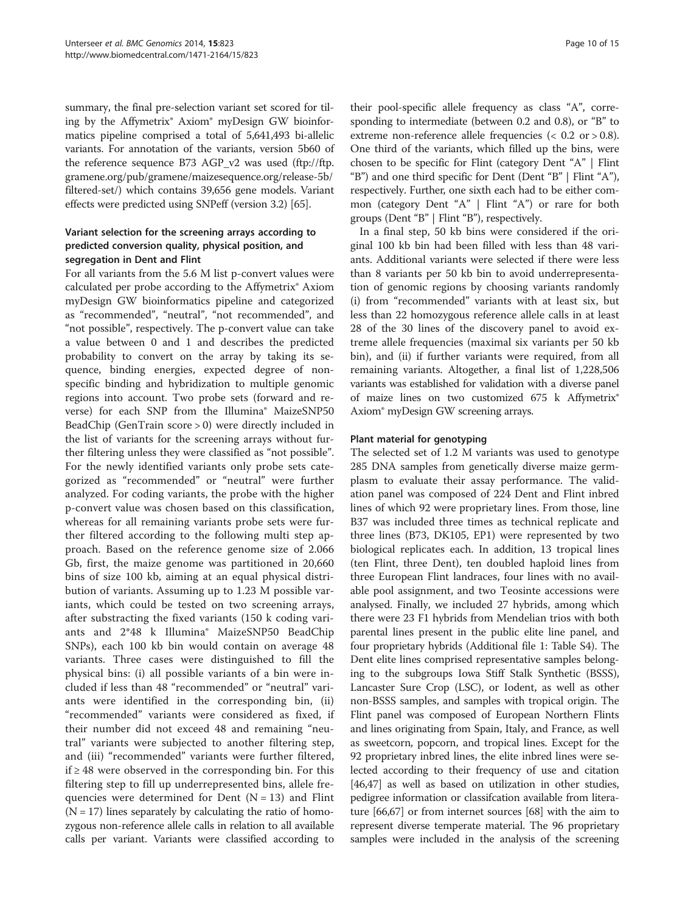summary, the final pre-selection variant set scored for tiling by the Affymetrix® Axiom® myDesign GW bioinformatics pipeline comprised a total of 5,641,493 bi-allelic variants. For annotation of the variants, version 5b60 of the reference sequence B73 AGP_v2 was used (ftp://ftp.gramene.org/pub/gramene/maizesequence.org/release-5b/filtered-set/) which contains 39,656 gene models. Variant effects were predicted using SNPeff (version 3.2) [65].

### Variant selection for the screening arrays according to predicted conversion quality, physical position, and segregation in Dent and Flint

For all variants from the 5.6 M list p-convert values were calculated per probe according to the Affymetrix® Axiom myDesign GW bioinformatics pipeline and categorized as "recommended", "neutral", "not recommended", and "not possible", respectively. The p-convert value can take a value between 0 and 1 and describes the predicted probability to convert on the array by taking its sequence, binding energies, expected degree of non-specific binding and hybridization to multiple genomic regions into account. Two probe sets (forward and reverse) for each SNP from the Illumina® MaizeSNP50 BeadChip (GenTrain score > 0) were directly included in the list of variants for the screening arrays without further filtering unless they were classified as "not possible". For the newly identified variants only probe sets categorized as "recommended" or "neutral" were further analyzed. For coding variants, the probe with the higher p-convert value was chosen based on this classification, whereas for all remaining variants probe sets were further filtered according to the following multi step approach. Based on the reference genome size of 2.066 Gb, first, the maize genome was partitioned in 20,660 bins of size 100 kb, aiming at an equal physical distribution of variants. Assuming up to 1.23 M possible variants, which could be tested on two screening arrays, after substracting the fixed variants (150 k coding variants and 2*48 k Illumina® MaizeSNP50 BeadChip SNPs), each 100 kb bin would contain on average 48 variants. Three cases were distinguished to fill the physical bins: (i) all possible variants of a bin were included if less than 48 "recommended" or "neutral" variants were identified in the corresponding bin, (ii) "recommended" variants were considered as fixed, if their number did not exceed 48 and remaining "neutral" variants were subjected to another filtering step, and (iii) "recommended" variants were further filtered, if ≥ 48 were observed in the corresponding bin. For this filtering step to fill up underrepresented bins, allele frequencies were determined for Dent (N = 13) and Flint (N = 17) lines separately by calculating the ratio of homozygous non-reference allele calls in relation to all available calls per variant. Variants were classified according to their pool-specific allele frequency as class "A", corresponding to intermediate (between 0.2 and 0.8), or "B" to extreme non-reference allele frequencies (< 0.2 or > 0.8). One third of the variants, which filled up the bins, were chosen to be specific for Flint (category Dent "A" | Flint "B") and one third specific for Dent (Dent "B" | Flint "A"), respectively. Further, one sixth each had to be either common (category Dent "A" | Flint "A") or rare for both groups (Dent "B" | Flint "B"), respectively.

In a final step, 50 kb bins were considered if the original 100 kb bin had been filled with less than 48 variants. Additional variants were selected if there were less than 8 variants per 50 kb bin to avoid underrepresentation of genomic regions by choosing variants randomly (i) from "recommended" variants with at least six, but less than 22 homozygous reference allele calls in at least 28 of the 30 lines of the discovery panel to avoid extreme allele frequencies (maximal six variants per 50 kb bin), and (ii) if further variants were required, from all remaining variants. Altogether, a final list of 1,228,506 variants was established for validation with a diverse panel of maize lines on two customized 675 k Affymetrix® Axiom® myDesign GW screening arrays.

### Plant material for genotyping

The selected set of 1.2 M variants was used to genotype 285 DNA samples from genetically diverse maize germplasm to evaluate their assay performance. The validation panel was composed of 224 Dent and Flint inbred lines of which 92 were proprietary lines. From those, line B37 was included three times as technical replicate and three lines (B73, DK105, EP1) were represented by two biological replicates each. In addition, 13 tropical lines (ten Flint, three Dent), ten doubled haploid lines from three European Flint landraces, four lines with no available pool assignment, and two Teosinte accessions were analysed. Finally, we included 27 hybrids, among which there were 23 F1 hybrids from Mendelian trios with both parental lines present in the public elite line panel, and four proprietary hybrids (Additional file 1: Table S4). The Dent elite lines comprised representative samples belonging to the subgroups Iowa Stiff Stalk Synthetic (BSSS), Lancaster Sure Crop (LSC), or Iodent, as well as other non-BSSS samples, and samples with tropical origin. The Flint panel was composed of European Northern Flints and lines originating from Spain, Italy, and France, as well as sweetcorn, popcorn, and tropical lines. Except for the 92 proprietary inbred lines, the elite inbred lines were selected according to their frequency of use and citation [46,47] as well as based on utilization in other studies, pedigree information or classifcation available from literature [66,67] or from internet sources [68] with the aim to represent diverse temperate material. The 96 proprietary samples were included in the analysis of the screening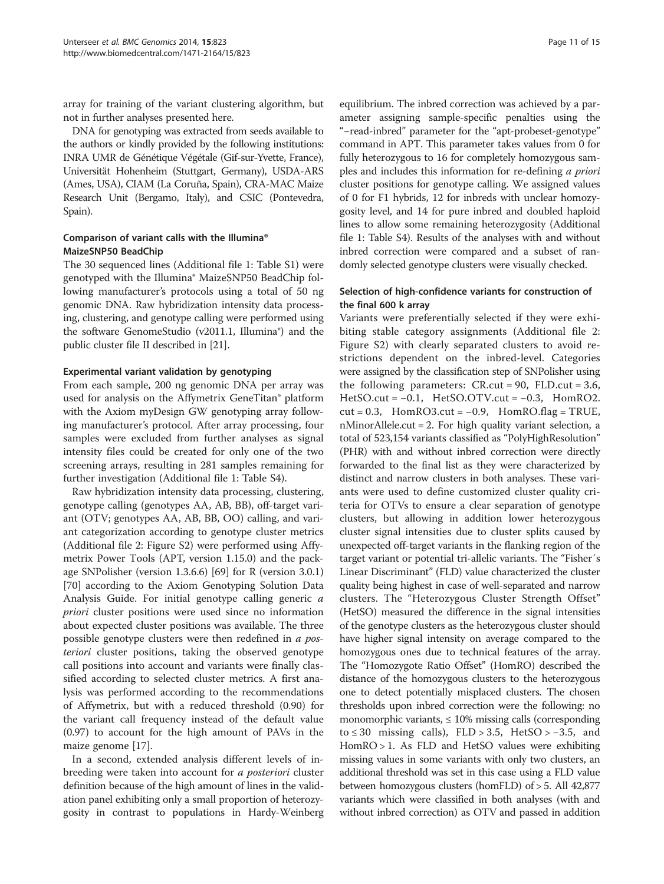array for training of the variant clustering algorithm, but not in further analyses presented here.

DNA for genotyping was extracted from seeds available to the authors or kindly provided by the following institutions: INRA UMR de Génétique Végétale (Gif-sur-Yvette, France), Universität Hohenheim (Stuttgart, Germany), USDA-ARS (Ames, USA), CIAM (La Coruña, Spain), CRA-MAC Maize Research Unit (Bergamo, Italy), and CSIC (Pontevedra, Spain).

#### Comparison of variant calls with the Illumina® MaizeSNP50 BeadChip

The 30 sequenced lines (Additional file 1: Table S1) were genotyped with the Illumina® MaizeSNP50 BeadChip following manufacturer's protocols using a total of 50 ng genomic DNA. Raw hybridization intensity data processing, clustering, and genotype calling were performed using the software GenomeStudio (v2011.1, Illumina®) and the public cluster file II described in [21].

#### Experimental variant validation by genotyping

From each sample, 200 ng genomic DNA per array was used for analysis on the Affymetrix GeneTitan® platform with the Axiom myDesign GW genotyping array following manufacturer's protocol. After array processing, four samples were excluded from further analyses as signal intensity files could be created for only one of the two screening arrays, resulting in 281 samples remaining for further investigation (Additional file 1: Table S4).

Raw hybridization intensity data processing, clustering, genotype calling (genotypes AA, AB, BB), off-target variant (OTV; genotypes AA, AB, BB, OO) calling, and variant categorization according to genotype cluster metrics (Additional file 2: Figure S2) were performed using Affymetrix Power Tools (APT, version 1.15.0) and the package SNPolisher (version 1.3.6.6) [69] for R (version 3.0.1) [70] according to the Axiom Genotyping Solution Data Analysis Guide. For initial genotype calling generic *a priori* cluster positions were used since no information about expected cluster positions was available. The three possible genotype clusters were then redefined in *a posteriori* cluster positions, taking the observed genotype call positions into account and variants were finally classified according to selected cluster metrics. A first analysis was performed according to the recommendations of Affymetrix, but with a reduced threshold (0.90) for the variant call frequency instead of the default value (0.97) to account for the high amount of PAVs in the maize genome [17].

In a second, extended analysis different levels of inbreeding were taken into account for *a posteriori* cluster definition because of the high amount of lines in the validation panel exhibiting only a small proportion of heterozygosity in contrast to populations in Hardy-Weinberg equilibrium. The inbred correction was achieved by a parameter assigning sample-specific penalties using the "–read-inbred" parameter for the "apt-probeset-genotype" command in APT. This parameter takes values from 0 for fully heterozygous to 16 for completely homozygous samples and includes this information for re-defining *a priori* cluster positions for genotype calling. We assigned values of 0 for F1 hybrids, 12 for inbreds with unclear homozygosity level, and 14 for pure inbred and doubled haploid lines to allow some remaining heterozygosity (Additional file 1: Table S4). Results of the analyses with and without inbred correction were compared and a subset of randomly selected genotype clusters were visually checked.

#### Selection of high-confidence variants for construction of the final 600 k array

Variants were preferentially selected if they were exhibiting stable category assignments (Additional file 2: Figure S2) with clearly separated clusters to avoid restrictions dependent on the inbred-level. Categories were assigned by the classification step of SNPolisher using the following parameters: CR.cut = 90, FLD.cut = 3.6, HetSO.cut = −0.1, HetSO.OTV.cut = −0.3, HomRO2.cut = 0.3, HomRO3.cut = −0.9, HomRO.flag = TRUE, nMinorAllele.cut = 2. For high quality variant selection, a total of 523,154 variants classified as "PolyHighResolution" (PHR) with and without inbred correction were directly forwarded to the final list as they were characterized by distinct and narrow clusters in both analyses. These variants were used to define customized cluster quality criteria for OTVs to ensure a clear separation of genotype clusters, but allowing in addition lower heterozygous cluster signal intensities due to cluster splits caused by unexpected off-target variants in the flanking region of the target variant or potential tri-allelic variants. The "Fisher´s Linear Discriminant" (FLD) value characterized the cluster quality being highest in case of well-separated and narrow clusters. The "Heterozygous Cluster Strength Offset" (HetSO) measured the difference in the signal intensities of the genotype clusters as the heterozygous cluster should have higher signal intensity on average compared to the homozygous ones due to technical features of the array. The "Homozygote Ratio Offset" (HomRO) described the distance of the homozygous clusters to the heterozygous one to detect potentially misplaced clusters. The chosen thresholds upon inbred correction were the following: no monomorphic variants, ≤ 10% missing calls (corresponding to ≤ 30 missing calls), FLD > 3.5, HetSO > −3.5, and HomRO > 1. As FLD and HetSO values were exhibiting missing values in some variants with only two clusters, an additional threshold was set in this case using a FLD value between homozygous clusters (homFLD) of > 5. All 42,877 variants which were classified in both analyses (with and without inbred correction) as OTV and passed in addition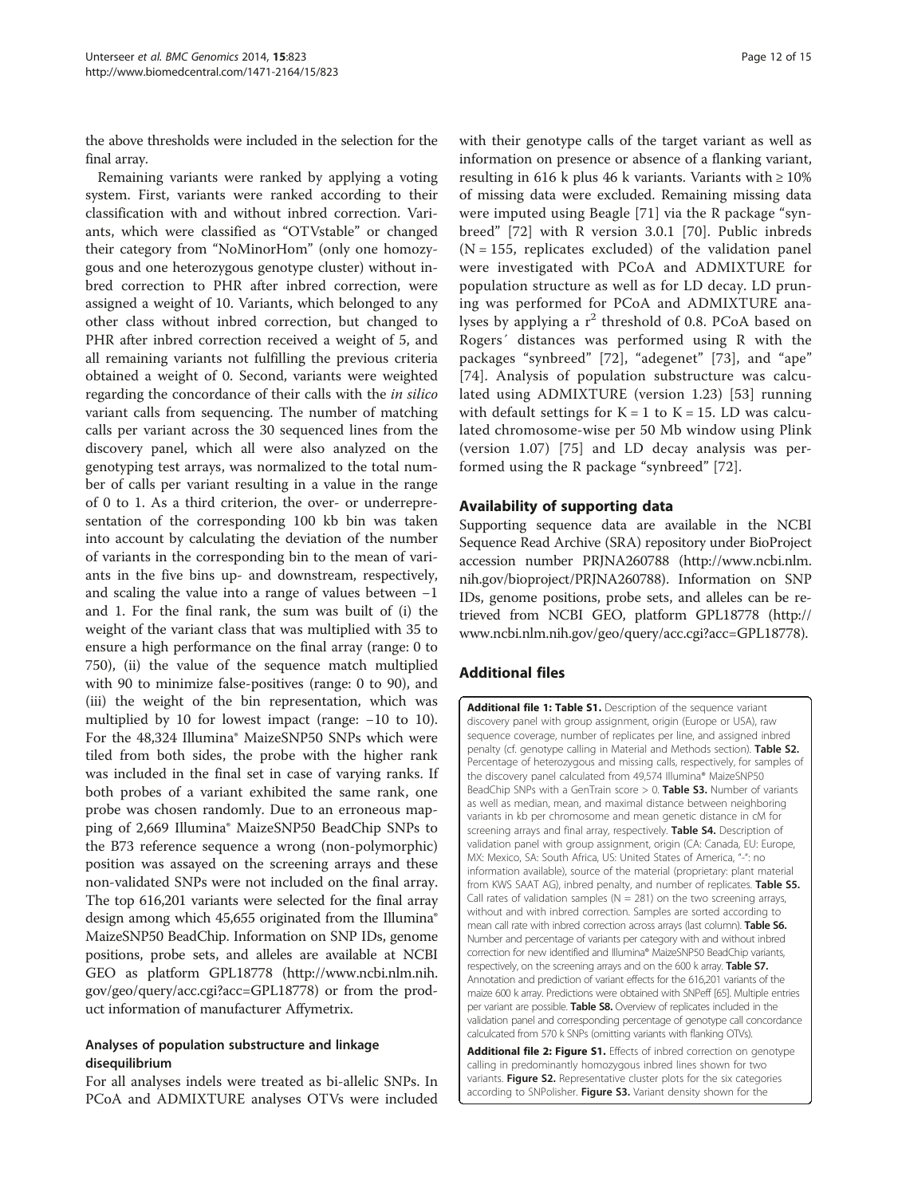the above thresholds were included in the selection for the final array.

Remaining variants were ranked by applying a voting system. First, variants were ranked according to their classification with and without inbred correction. Variants, which were classified as "OTVstable" or changed their category from "NoMinorHom" (only one homozygous and one heterozygous genotype cluster) without inbred correction to PHR after inbred correction, were assigned a weight of 10. Variants, which belonged to any other class without inbred correction, but changed to PHR after inbred correction received a weight of 5, and all remaining variants not fulfilling the previous criteria obtained a weight of 0. Second, variants were weighted regarding the concordance of their calls with the *in silico* variant calls from sequencing. The number of matching calls per variant across the 30 sequenced lines from the discovery panel, which all were also analyzed on the genotyping test arrays, was normalized to the total number of calls per variant resulting in a value in the range of 0 to 1. As a third criterion, the over- or underrepresentation of the corresponding 100 kb bin was taken into account by calculating the deviation of the number of variants in the corresponding bin to the mean of variants in the five bins up- and downstream, respectively, and scaling the value into a range of values between −1 and 1. For the final rank, the sum was built of (i) the weight of the variant class that was multiplied with 35 to ensure a high performance on the final array (range: 0 to 750), (ii) the value of the sequence match multiplied with 90 to minimize false-positives (range: 0 to 90), and (iii) the weight of the bin representation, which was multiplied by 10 for lowest impact (range: −10 to 10). For the 48,324 Illumina® MaizeSNP50 SNPs which were tiled from both sides, the probe with the higher rank was included in the final set in case of varying ranks. If both probes of a variant exhibited the same rank, one probe was chosen randomly. Due to an erroneous mapping of 2,669 Illumina® MaizeSNP50 BeadChip SNPs to the B73 reference sequence a wrong (non-polymorphic) position was assayed on the screening arrays and these non-validated SNPs were not included on the final array. The top 616,201 variants were selected for the final array design among which 45,655 originated from the Illumina® MaizeSNP50 BeadChip. Information on SNP IDs, genome positions, probe sets, and alleles are available at NCBI GEO as platform GPL18778 (http://www.ncbi.nlm.nih.gov/geo/query/acc.cgi?acc=GPL18778) or from the product information of manufacturer Affymetrix.

### Analyses of population substructure and linkage disequilibrium

For all analyses indels were treated as bi-allelic SNPs. In PCoA and ADMIXTURE analyses OTVs were included with their genotype calls of the target variant as well as information on presence or absence of a flanking variant, resulting in 616 k plus 46 k variants. Variants with ≥ 10% of missing data were excluded. Remaining missing data were imputed using Beagle [71] via the R package "synbreed" [72] with R version 3.0.1 [70]. Public inbreds (N = 155, replicates excluded) of the validation panel were investigated with PCoA and ADMIXTURE for population structure as well as for LD decay. LD pruning was performed for PCoA and ADMIXTURE analyses by applying a $r^2$ threshold of 0.8. PCoA based on Rogers´ distances was performed using R with the packages "synbreed" [72], "adegenet" [73], and "ape" [74]. Analysis of population substructure was calculated using ADMIXTURE (version 1.23) [53] running with default settings for K = 1 to K = 15. LD was calculated chromosome-wise per 50 Mb window using Plink (version 1.07) [75] and LD decay analysis was performed using the R package "synbreed" [72].

## Availability of supporting data

Supporting sequence data are available in the NCBI Sequence Read Archive (SRA) repository under BioProject accession number PRJNA260788 (http://www.ncbi.nlm.nih.gov/bioproject/PRJNA260788). Information on SNP IDs, genome positions, probe sets, and alleles can be retrieved from NCBI GEO, platform GPL18778 (http://www.ncbi.nlm.nih.gov/geo/query/acc.cgi?acc=GPL18778).

## Additional files

**Additional file 1: Table S1.** Description of the sequence variant discovery panel with group assignment, origin (Europe or USA), raw sequence coverage, number of replicates per line, and assigned inbred penalty (cf. genotype calling in Material and Methods section). **Table S2.** Percentage of heterozygous and missing calls, respectively, for samples of the discovery panel calculated from 49,574 Illumina® MaizeSNP50 BeadChip SNPs with a GenTrain score > 0. **Table S3.** Number of variants as well as median, mean, and maximal distance between neighboring variants in kb per chromosome and mean genetic distance in cM for screening arrays and final array, respectively. **Table S4.** Description of validation panel with group assignment, origin (CA: Canada, EU: Europe, MX: Mexico, SA: South Africa, US: United States of America, "-": no information available), source of the material (proprietary: plant material from KWS SAAT AG), inbred penalty, and number of replicates. **Table S5.** Call rates of validation samples (N = 281) on the two screening arrays, without and with inbred correction. Samples are sorted according to mean call rate with inbred correction across arrays (last column). **Table S6.** Number and percentage of variants per category with and without inbred correction for new identified and Illumina® MaizeSNP50 BeadChip variants, respectively, on the screening arrays and on the 600 k array. **Table S7.** Annotation and prediction of variant effects for the 616,201 variants of the maize 600 k array. Predictions were obtained with SNPeff [65]. Multiple entries per variant are possible. **Table S8.** Overview of replicates included in the validation panel and corresponding percentage of genotype call concordance calculcated from 570 k SNPs (omitting variants with flanking OTVs).

**Additional file 2: Figure S1.** Effects of inbred correction on genotype calling in predominantly homozygous inbred lines shown for two variants. **Figure S2.** Representative cluster plots for the six categories according to SNPolisher. **Figure S3.** Variant density shown for the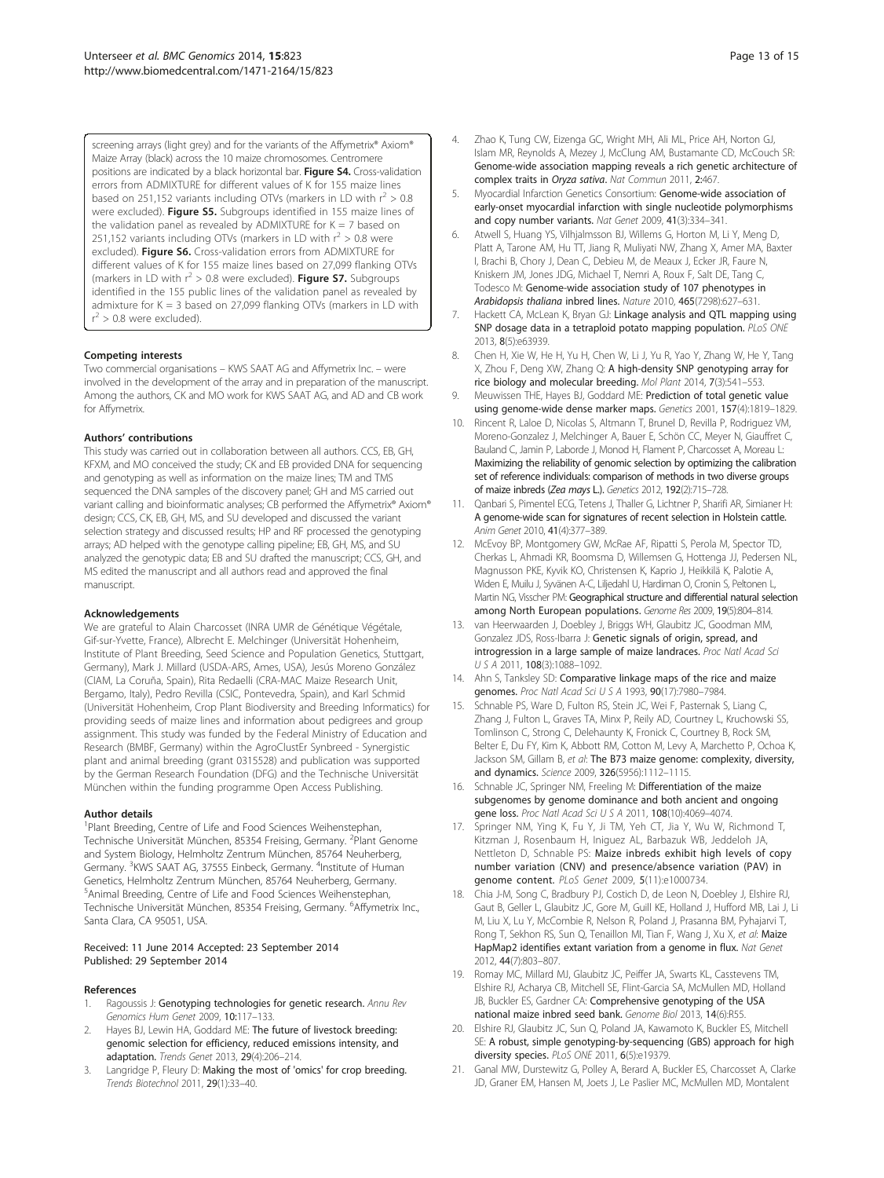screening arrays (light grey) and for the variants of the Affymetrix® Axiom® Maize Array (black) across the 10 maize chromosomes. Centromere positions are indicated by a black horizontal bar. **Figure S4.** Cross-validation errors from ADMIXTURE for different values of K for 155 maize lines based on 251,152 variants including OTVs (markers in LD with $r^2 > 0.8$ were excluded). **Figure S5.** Subgroups identified in 155 maize lines of the validation panel as revealed by ADMIXTURE for K = 7 based on 251,152 variants including OTVs (markers in LD with $r^2 > 0.8$ were excluded). **Figure S6.** Cross-validation errors from ADMIXTURE for different values of K for 155 maize lines based on 27,099 flanking OTVs (markers in LD with $r^2 > 0.8$ were excluded). **Figure S7.** Subgroups identified in the 155 public lines of the validation panel as revealed by admixture for K = 3 based on 27,099 flanking OTVs (markers in LD with $r^2 > 0.8$ were excluded).

#### Competing interests

Two commercial organisations – KWS SAAT AG and Affymetrix Inc. – were involved in the development of the array and in preparation of the manuscript. Among the authors, CK and MO work for KWS SAAT AG, and AD and CB work for Affymetrix.

#### Authors' contributions

This study was carried out in collaboration between all authors. CCS, EB, GH, KFXM, and MO conceived the study; CK and EB provided DNA for sequencing and genotyping as well as information on the maize lines; TM and TMS sequenced the DNA samples of the discovery panel; GH and MS carried out variant calling and bioinformatic analyses; CB performed the Affymetrix® Axiom® design; CCS, CK, EB, GH, MS, and SU developed and discussed the variant selection strategy and discussed results; HP and RF processed the genotyping arrays; AD helped with the genotype calling pipeline; EB, GH, MS, and SU analyzed the genotypic data; EB and SU drafted the manuscript; CCS, GH, and MS edited the manuscript and all authors read and approved the final manuscript.

#### Acknowledgements

We are grateful to Alain Charcosset (INRA UMR de Génétique Végétale, Gif-sur-Yvette, France), Albrecht E. Melchinger (Universität Hohenheim, Institute of Plant Breeding, Seed Science and Population Genetics, Stuttgart, Germany), Mark J. Millard (USDA-ARS, Ames, USA), Jesús Moreno González (CIAM, La Coruña, Spain), Rita Redaelli (CRA-MAC Maize Research Unit, Bergamo, Italy), Pedro Revilla (CSIC, Pontevedra, Spain), and Karl Schmid (Universität Hohenheim, Crop Plant Biodiversity and Breeding Informatics) for providing seeds of maize lines and information about pedigrees and group assignment. This study was funded by the Federal Ministry of Education and Research (BMBF, Germany) within the AgroClustEr Synbreed - Synergistic plant and animal breeding (grant 0315528) and publication was supported by the German Research Foundation (DFG) and the Technische Universität München within the funding programme Open Access Publishing.

#### Author details

[1]Plant Breeding, Centre of Life and Food Sciences Weihenstephan, Technische Universität München, 85354 Freising, Germany. [2]Plant Genome and System Biology, Helmholtz Zentrum München, 85764 Neuherberg, Germany. [3]KWS SAAT AG, 37555 Einbeck, Germany. [4]Institute of Human Genetics, Helmholtz Zentrum München, 85764 Neuherberg, Germany. [5]Animal Breeding, Centre of Life and Food Sciences Weihenstephan, Technische Universität München, 85354 Freising, Germany. [6]Affymetrix Inc., Santa Clara, CA 95051, USA.

Received: 11 June 2014 Accepted: 23 September 2014
Published: 29 September 2014

#### References

1. Ragoussis J: **Genotyping technologies for genetic research.** *Annu Rev Genomics Hum Genet* 2009, **10:**117–133.
2. Hayes BJ, Lewin HA, Goddard ME: **The future of livestock breeding: genomic selection for efficiency, reduced emissions intensity, and adaptation.** *Trends Genet* 2013, **29**(4):206–214.
3. Langridge P, Fleury D: **Making the most of 'omics' for crop breeding.** *Trends Biotechnol* 2011, **29**(1):33–40.
4. Zhao K, Tung CW, Eizenga GC, Wright MH, Ali ML, Price AH, Norton GJ, Islam MR, Reynolds A, Mezey J, McClung AM, Bustamante CD, McCouch SR: **Genome-wide association mapping reveals a rich genetic architecture of complex traits in *Oryza sativa*.** *Nat Commun* 2011, **2:**467.
5. Myocardial Infarction Genetics Consortium: **Genome-wide association of early-onset myocardial infarction with single nucleotide polymorphisms and copy number variants.** *Nat Genet* 2009, **41**(3):334–341.
6. Atwell S, Huang YS, Vilhjalmsson BJ, Willems G, Horton M, Li Y, Meng D, Platt A, Tarone AM, Hu TT, Jiang R, Muliyati NW, Zhang X, Amer MA, Baxter I, Brachi B, Chory J, Dean C, Debieu M, de Meaux J, Ecker JR, Faure N, Kniskern JM, Jones JDG, Michael T, Nemri A, Roux F, Salt DE, Tang C, Todesco M: **Genome-wide association study of 107 phenotypes in *Arabidopsis thaliana* inbred lines.** *Nature* 2010, **465**(7298):627–631.
7. Hackett CA, McLean K, Bryan GJ: **Linkage analysis and QTL mapping using SNP dosage data in a tetraploid potato mapping population.** *PLoS ONE* 2013, **8**(5):e63939.
8. Chen H, Xie W, He H, Yu H, Chen W, Li J, Yu R, Yao Y, Zhang W, He Y, Tang X, Zhou F, Deng XW, Zhang Q: **A high-density SNP genotyping array for rice biology and molecular breeding.** *Mol Plant* 2014, **7**(3):541–553.
9. Meuwissen THE, Hayes BJ, Goddard ME: **Prediction of total genetic value using genome-wide dense marker maps.** *Genetics* 2001, **157**(4):1819–1829.
10. Rincent R, Laloe D, Nicolas S, Altmann T, Brunel D, Revilla P, Rodriguez VM, Moreno-Gonzalez J, Melchinger A, Bauer E, Schön CC, Meyer N, Giauffret C, Bauland C, Jamin P, Laborde J, Monod H, Flament P, Charcosset A, Moreau L: **Maximizing the reliability of genomic selection by optimizing the calibration set of reference individuals: comparison of methods in two diverse groups of maize inbreds (*Zea mays* L.).** *Genetics* 2012, **192**(2):715–728.
11. Qanbari S, Pimentel ECG, Tetens J, Thaller G, Lichtner P, Sharifi AR, Simianer H: **A genome-wide scan for signatures of recent selection in Holstein cattle.** *Anim Genet* 2010, **41**(4):377–389.
12. McEvoy BP, Montgomery GW, McRae AF, Ripatti S, Perola M, Spector TD, Cherkas L, Ahmadi KR, Boomsma D, Willemsen G, Hottenga JJ, Pedersen NL, Magnusson PKE, Kyvik KO, Christensen K, Kaprio J, Heikkilä K, Palotie A, Widen E, Muilu J, Syvänen A-C, Liljedahl U, Hardiman O, Cronin S, Peltonen L, Martin NG, Visscher PM: **Geographical structure and differential natural selection among North European populations.** *Genome Res* 2009, **19**(5):804–814.
13. van Heerwaarden J, Doebley J, Briggs WH, Glaubitz JC, Goodman MM, Gonzalez JDS, Ross-Ibarra J: **Genetic signals of origin, spread, and introgression in a large sample of maize landraces.** *Proc Natl Acad Sci U S A* 2011, **108**(3):1088–1092.
14. Ahn S, Tanksley SD: **Comparative linkage maps of the rice and maize genomes.** *Proc Natl Acad Sci U S A* 1993, **90**(17):7980–7984.
15. Schnable PS, Ware D, Fulton RS, Stein JC, Wei F, Pasternak S, Liang C, Zhang J, Fulton L, Graves TA, Minx P, Reily AD, Courtney L, Kruchowski SS, Tomlinson C, Strong C, Delehaunty K, Fronick C, Courtney B, Rock SM, Belter E, Du FY, Kim K, Abbott RM, Cotton M, Levy A, Marchetto P, Ochoa K, Jackson SM, Gillam B, *et al*: **The B73 maize genome: complexity, diversity, and dynamics.** *Science* 2009, **326**(5956):1112–1115.
16. Schnable JC, Springer NM, Freeling M: **Differentiation of the maize subgenomes by genome dominance and both ancient and ongoing gene loss.** *Proc Natl Acad Sci U S A* 2011, **108**(10):4069–4074.
17. Springer NM, Ying K, Fu Y, Ji TM, Yeh CT, Jia Y, Wu W, Richmond T, Kitzman J, Rosenbaum H, Iniguez AL, Barbazuk WB, Jeddeloh JA, Nettleton D, Schnable PS: **Maize inbreds exhibit high levels of copy number variation (CNV) and presence/absence variation (PAV) in genome content.** *PLoS Genet* 2009, **5**(11):e1000734.
18. Chia J-M, Song C, Bradbury PJ, Costich D, de Leon N, Doebley J, Elshire RJ, Gaut B, Geller L, Glaubitz JC, Gore M, Guill KE, Holland J, Hufford MB, Lai J, Li M, Liu X, Lu Y, McCombie R, Nelson R, Poland J, Prasanna BM, Pyhajarvi T, Rong T, Sekhon RS, Sun Q, Tenaillon MI, Tian F, Wang J, Xu X, *et al*: **Maize HapMap2 identifies extant variation from a genome in flux.** *Nat Genet* 2012, **44**(7):803–807.
19. Romay MC, Millard MJ, Glaubitz JC, Peiffer JA, Swarts KL, Casstevens TM, Elshire RJ, Acharya CB, Mitchell SE, Flint-Garcia SA, McMullen MD, Holland JB, Buckler ES, Gardner CA: **Comprehensive genotyping of the USA national maize inbred seed bank.** *Genome Biol* 2013, **14**(6):R55.
20. Elshire RJ, Glaubitz JC, Sun Q, Poland JA, Kawamoto K, Buckler ES, Mitchell SE: **A robust, simple genotyping-by-sequencing (GBS) approach for high diversity species.** *PLoS ONE* 2011, **6**(5):e19379.
21. Ganal MW, Durstewitz G, Polley A, Berard A, Buckler ES, Charcosset A, Clarke JD, Graner EM, Hansen M, Joets J, Le Paslier MC, McMullen MD, Montalent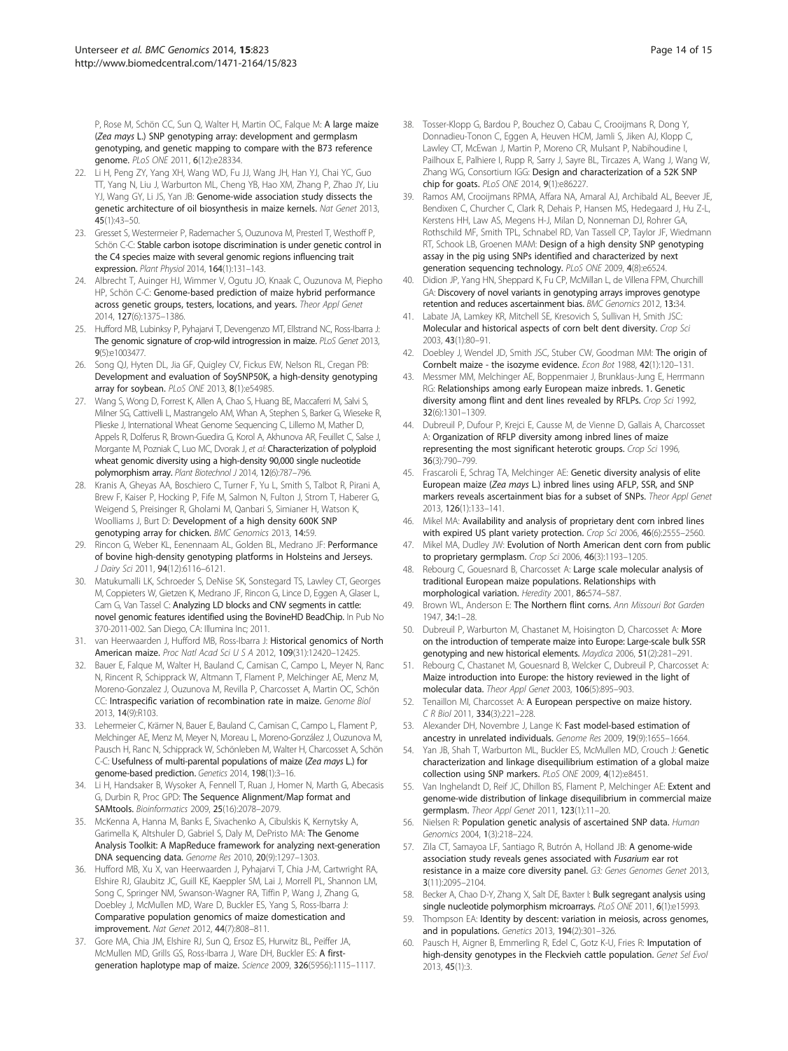P, Rose M, Schön CC, Sun Q, Walter H, Martin OC, Falque M: A large maize (*Zea mays* L.) SNP genotyping array: development and germplasm genotyping, and genetic mapping to compare with the B73 reference genome. *PLoS ONE* 2011, 6(12):e28334.

22. Li H, Peng ZY, Yang XH, Wang WD, Fu JJ, Wang JH, Han YJ, Chai YC, Guo TT, Yang N, Liu J, Warburton ML, Cheng YB, Hao XM, Zhang P, Zhao JY, Liu YJ, Wang GY, Li JS, Yan JB: Genome-wide association study dissects the genetic architecture of oil biosynthesis in maize kernels. *Nat Genet* 2013, 45(1):43–50.
23. Gresset S, Westermeier P, Rademacher S, Ouzunova M, Presterl T, Westhoff P, Schön C-C: Stable carbon isotope discrimination is under genetic control in the C4 species maize with several genomic regions influencing trait expression. *Plant Physiol* 2014, 164(1):131–143.
24. Albrecht T, Auinger HJ, Wimmer V, Ogutu JO, Knaak C, Ouzunova M, Piepho HP, Schön C-C: Genome-based prediction of maize hybrid performance across genetic groups, testers, locations, and years. *Theor Appl Genet* 2014, 127(6):1375–1386.
25. Hufford MB, Lubinksy P, Pyhajarvi T, Devengenzo MT, Ellstrand NC, Ross-Ibarra J: The genomic signature of crop-wild introgression in maize. *PLoS Genet* 2013, 9(5):e1003477.
26. Song QJ, Hyten DL, Jia GF, Quigley CV, Fickus EW, Nelson RL, Cregan PB: Development and evaluation of SoySNP50K, a high-density genotyping array for soybean. *PLoS ONE* 2013, 8(1):e54985.
27. Wang S, Wong D, Forrest K, Allen A, Chao S, Huang BE, Maccaferri M, Salvi S, Milner SG, Cattivelli L, Mastrangelo AM, Whan A, Stephen S, Barker G, Wieseke R, Plieske J, International Wheat Genome Sequencing C, Lillemo M, Mather D, Appels R, Dolferus R, Brown-Guedira G, Korol A, Akhunova AR, Feuillet C, Salse J, Morgante M, Pozniak C, Luo MC, Dvorak J, *et al*: Characterization of polyploid wheat genomic diversity using a high-density 90,000 single nucleotide polymorphism array. *Plant Biotechnol J* 2014, 12(6):787–796.
28. Kranis A, Gheyas AA, Boschiero C, Turner F, Yu L, Smith S, Talbot R, Pirani A, Brew F, Kaiser P, Hocking P, Fife M, Salmon N, Fulton J, Strom T, Haberer G, Weigend S, Preisinger R, Gholami M, Qanbari S, Simianer H, Watson K, Woolliams J, Burt D: Development of a high density 600K SNP genotyping array for chicken. *BMC Genomics* 2013, 14:59.
29. Rincon G, Weber KL, Eenennaam AL, Golden BL, Medrano JF: Performance of bovine high-density genotyping platforms in Holsteins and Jerseys. *J Dairy Sci* 2011, 94(12):6116–6121.
30. Matukumalli LK, Schroeder S, DeNise SK, Sonstegard TS, Lawley CT, Georges M, Coppieters W, Gietzen K, Medrano JF, Rincon G, Lince D, Eggen A, Glaser L, Cam G, Van Tassel C: Analyzing LD blocks and CNV segments in cattle: novel genomic features identified using the BovineHD BeadChip. In Pub No 370-2011-002. San Diego, CA: Illumina Inc; 2011.
31. van Heerwaarden J, Hufford MB, Ross-Ibarra J: Historical genomics of North American maize. *Proc Natl Acad Sci U S A* 2012, 109(31):12420–12425.
32. Bauer E, Falque M, Walter H, Bauland C, Camisan C, Campo L, Meyer N, Ranc N, Rincent R, Schipprack W, Altmann T, Flament P, Melchinger AE, Menz M, Moreno-Gonzalez J, Ouzunova M, Revilla P, Charcosset A, Martin OC, Schön CC: Intraspecific variation of recombination rate in maize. *Genome Biol* 2013, 14(9):R103.
33. Lehermeier C, Krämer N, Bauer E, Bauland C, Camisan C, Campo L, Flament P, Melchinger AE, Menz M, Meyer N, Moreau L, Moreno-González J, Ouzunova M, Pausch H, Ranc N, Schipprack W, Schönleben M, Walter H, Charcosset A, Schön C-C: Usefulness of multi-parental populations of maize (*Zea mays* L.) for genome-based prediction. *Genetics* 2014, 198(1):3–16.
34. Li H, Handsaker B, Wysoker A, Fennell T, Ruan J, Homer N, Marth G, Abecasis G, Durbin R, Proc GPD: The Sequence Alignment/Map format and SAMtools. *Bioinformatics* 2009, 25(16):2078–2079.
35. McKenna A, Hanna M, Banks E, Sivachenko A, Cibulskis K, Kernytsky A, Garimella K, Altshuler D, Gabriel S, Daly M, DePristo MA: The Genome Analysis Toolkit: A MapReduce framework for analyzing next-generation DNA sequencing data. *Genome Res* 2010, 20(9):1297–1303.
36. Hufford MB, Xu X, van Heerwaarden J, Pyhajarvi T, Chia J-M, Cartwright RA, Elshire RJ, Glaubitz JC, Guill KE, Kaeppler SM, Lai J, Morrell PL, Shannon LM, Song C, Springer NM, Swanson-Wagner RA, Tiffin P, Wang J, Zhang G, Doebley J, McMullen MD, Ware D, Buckler ES, Yang S, Ross-Ibarra J: Comparative population genomics of maize domestication and improvement. *Nat Genet* 2012, 44(7):808–811.
37. Gore MA, Chia JM, Elshire RJ, Sun Q, Ersoz ES, Hurwitz BL, Peiffer JA, McMullen MD, Grills GS, Ross-Ibarra J, Ware DH, Buckler ES: A first-generation haplotype map of maize. *Science* 2009, 326(5956):1115–1117.
38. Tosser-Klopp G, Bardou P, Bouchez O, Cabau C, Crooijmans R, Dong Y, Donnadieu-Tonon C, Eggen A, Heuven HCM, Jamli S, Jiken AJ, Klopp C, Lawley CT, McEwan J, Martin P, Moreno CR, Mulsant P, Nabihoudine I, Pailhoux E, Palhiere I, Rupp R, Sarry J, Sayre BL, Tircazes A, Wang J, Wang W, Zhang WG, Consortium IGG: Design and characterization of a 52K SNP chip for goats. *PLoS ONE* 2014, 9(1):e86227.
39. Ramos AM, Crooijmans RPMA, Affara NA, Amaral AJ, Archibald AL, Beever JE, Bendixen C, Churcher C, Clark R, Dehais P, Hansen MS, Hedegaard J, Hu Z-L, Kerstens HH, Law AS, Megens H-J, Milan D, Nonneman DJ, Rohrer GA, Rothschild MF, Smith TPL, Schnabel RD, Van Tassell CP, Taylor JF, Wiedmann RT, Schook LB, Groenen MAM: Design of a high density SNP genotyping assay in the pig using SNPs identified and characterized by next generation sequencing technology. *PLoS ONE* 2009, 4(8):e6524.
40. Didion JP, Yang HN, Sheppard K, Fu CP, McMillan L, de Villena FPM, Churchill GA: Discovery of novel variants in genotyping arrays improves genotype retention and reduces ascertainment bias. *BMC Genomics* 2012, 13:34.
41. Labate JA, Lamkey KR, Mitchell SE, Kresovich S, Sullivan H, Smith JSC: Molecular and historical aspects of corn belt dent diversity. *Crop Sci* 2003, 43(1):80–91.
42. Doebley J, Wendel JD, Smith JSC, Stuber CW, Goodman MM: The origin of Cornbelt maize - the isozyme evidence. *Econ Bot* 1988, 42(1):120–131.
43. Messmer MM, Melchinger AE, Boppenmaier J, Brunklaus-Jung E, Herrmann RG: Relationships among early European maize inbreds. 1. Genetic diversity among flint and dent lines revealed by RFLPs. *Crop Sci* 1992, 32(6):1301–1309.
44. Dubreuil P, Dufour P, Krejci E, Causse M, de Vienne D, Gallais A, Charcosset A: Organization of RFLP diversity among inbred lines of maize representing the most significant heterotic groups. *Crop Sci* 1996, 36(3):790–799.
45. Frascaroli E, Schrag TA, Melchinger AE: Genetic diversity analysis of elite European maize (*Zea mays* L.) inbred lines using AFLP, SSR, and SNP markers reveals ascertainment bias for a subset of SNPs. *Theor Appl Genet* 2013, 126(1):133–141.
46. Mikel MA: Availability and analysis of proprietary dent corn inbred lines with expired US plant variety protection. *Crop Sci* 2006, 46(6):2555–2560.
47. Mikel MA, Dudley JW: Evolution of North American dent corn from public to proprietary germplasm. *Crop Sci* 2006, 46(3):1193–1205.
48. Rebourg C, Gouesnard B, Charcosset A: Large scale molecular analysis of traditional European maize populations. Relationships with morphological variation. *Heredity* 2001, 86:574–587.
49. Brown WL, Anderson E: The Northern flint corns. *Ann Missouri Bot Garden* 1947, 34:1–28.
50. Dubreuil P, Warburton M, Chastanet M, Hoisington D, Charcosset A: More on the introduction of temperate maize into Europe: Large-scale bulk SSR genotyping and new historical elements. *Maydica* 2006, 51(2):281–291.
51. Rebourg C, Chastanet M, Gouesnard B, Welcker C, Dubreuil P, Charcosset A: Maize introduction into Europe: the history reviewed in the light of molecular data. *Theor Appl Genet* 2003, 106(5):895–903.
52. Tenaillon MI, Charcosset A: A European perspective on maize history. *C R Biol* 2011, 334(3):221–228.
53. Alexander DH, Novembre J, Lange K: Fast model-based estimation of ancestry in unrelated individuals. *Genome Res* 2009, 19(9):1655–1664.
54. Yan JB, Shah T, Warburton ML, Buckler ES, McMullen MD, Crouch J: Genetic characterization and linkage disequilibrium estimation of a global maize collection using SNP markers. *PLoS ONE* 2009, 4(12):e8451.
55. Van Inghelandt D, Reif JC, Dhillon BS, Flament P, Melchinger AE: Extent and genome-wide distribution of linkage disequilibrium in commercial maize germplasm. *Theor Appl Genet* 2011, 123(1):11–20.
56. Nielsen R: Population genetic analysis of ascertained SNP data. *Human Genomics* 2004, 1(3):218–224.
57. Zila CT, Samayoa LF, Santiago R, Butrón A, Holland JB: A genome-wide association study reveals genes associated with *Fusarium* ear rot resistance in a maize core diversity panel. *G3: Genes Genomes Genet* 2013, 3(11):2095–2104.
58. Becker A, Chao D-Y, Zhang X, Salt DE, Baxter I: Bulk segregant analysis using single nucleotide polymorphism microarrays. *PLoS ONE* 2011, 6(1):e15993.
59. Thompson EA: Identity by descent: variation in meiosis, across genomes, and in populations. *Genetics* 2013, 194(2):301–326.
60. Pausch H, Aigner B, Emmerling R, Edel C, Gotz K-U, Fries R: Imputation of high-density genotypes in the Fleckvieh cattle population. *Genet Sel Evol* 2013, 45(1):3.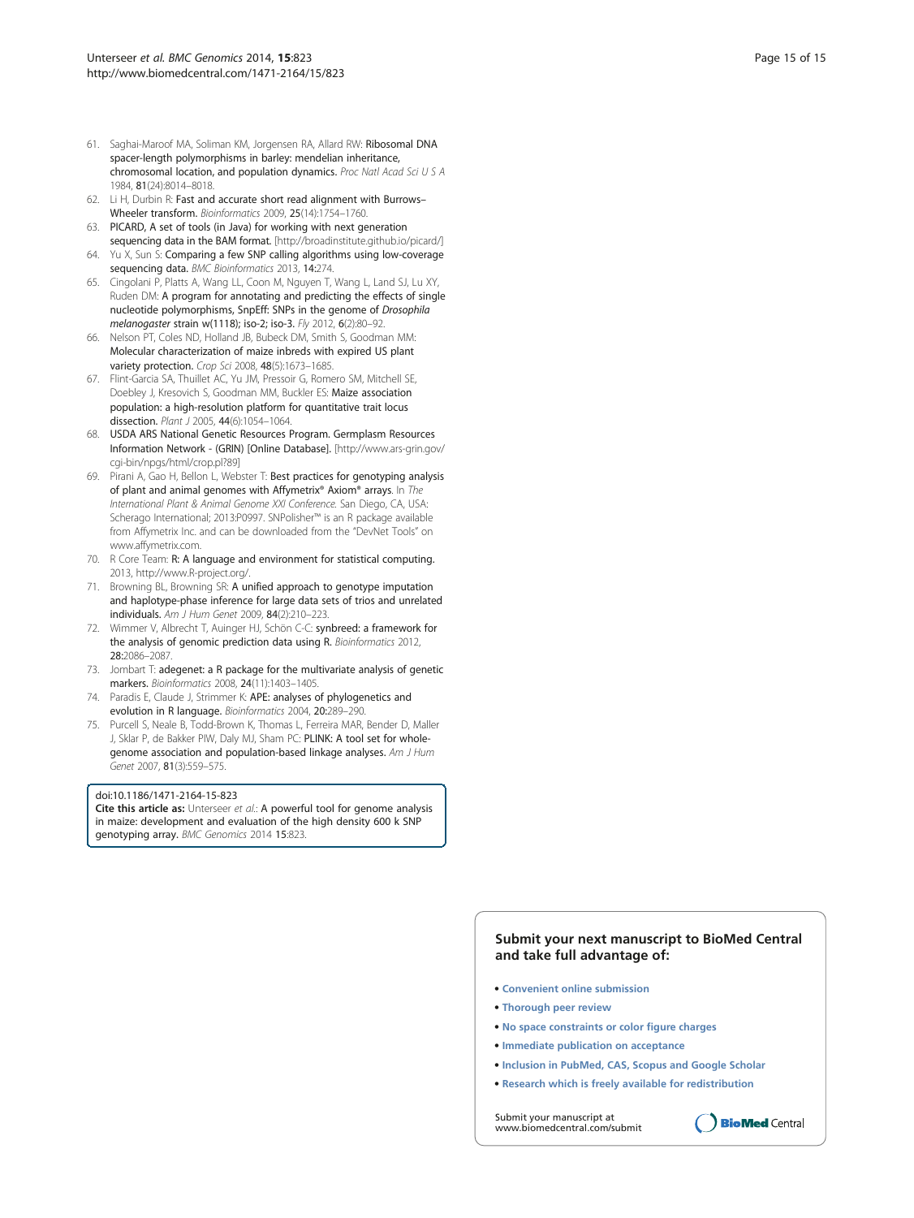61. Saghai-Maroof MA, Soliman KM, Jorgensen RA, Allard RW: **Ribosomal DNA spacer-length polymorphisms in barley: mendelian inheritance, chromosomal location, and population dynamics.** *Proc Natl Acad Sci U S A* 1984, **81**(24):8014–8018.
62. Li H, Durbin R: **Fast and accurate short read alignment with Burrows–Wheeler transform.** *Bioinformatics* 2009, **25**(14):1754–1760.
63. **PICARD, A set of tools (in Java) for working with next generation sequencing data in the BAM format.** [http://broadinstitute.github.io/picard/]
64. Yu X, Sun S: **Comparing a few SNP calling algorithms using low-coverage sequencing data.** *BMC Bioinformatics* 2013, **14:**274.
65. Cingolani P, Platts A, Wang LL, Coon M, Nguyen T, Wang L, Land SJ, Lu XY, Ruden DM: **A program for annotating and predicting the effects of single nucleotide polymorphisms, SnpEff: SNPs in the genome of *Drosophila melanogaster* strain w(1118); iso-2; iso-3.** *Fly* 2012, **6**(2):80–92.
66. Nelson PT, Coles ND, Holland JB, Bubeck DM, Smith S, Goodman MM: **Molecular characterization of maize inbreds with expired US plant variety protection.** *Crop Sci* 2008, **48**(5):1673–1685.
67. Flint-Garcia SA, Thuillet AC, Yu JM, Pressoir G, Romero SM, Mitchell SE, Doebley J, Kresovich S, Goodman MM, Buckler ES: **Maize association population: a high-resolution platform for quantitative trait locus dissection.** *Plant J* 2005, **44**(6):1054–1064.
68. **USDA ARS National Genetic Resources Program. Germplasm Resources Information Network - (GRIN) [Online Database].** [http://www.ars-grin.gov/cgi-bin/npgs/html/crop.pl?89]
69. Pirani A, Gao H, Bellon L, Webster T: **Best practices for genotyping analysis of plant and animal genomes with Affymetrix® Axiom® arrays.** In *The International Plant & Animal Genome XXI Conference.* San Diego, CA, USA: Scherago International; 2013:P0997. SNPolisher™ is an R package available from Affymetrix Inc. and can be downloaded from the "DevNet Tools" on www.affymetrix.com.
70. R Core Team: **R: A language and environment for statistical computing.** 2013, http://www.R-project.org/.
71. Browning BL, Browning SR: **A unified approach to genotype imputation and haplotype-phase inference for large data sets of trios and unrelated individuals.** *Am J Hum Genet* 2009, **84**(2):210–223.
72. Wimmer V, Albrecht T, Auinger HJ, Schön C-C: **synbreed: a framework for the analysis of genomic prediction data using R.** *Bioinformatics* 2012, **28:**2086–2087.
73. Jombart T: **adegenet: a R package for the multivariate analysis of genetic markers.** *Bioinformatics* 2008, **24**(11):1403–1405.
74. Paradis E, Claude J, Strimmer K: **APE: analyses of phylogenetics and evolution in R language.** *Bioinformatics* 2004, **20:**289–290.
75. Purcell S, Neale B, Todd-Brown K, Thomas L, Ferreira MAR, Bender D, Maller J, Sklar P, de Bakker PIW, Daly MJ, Sham PC: **PLINK: A tool set for whole-genome association and population-based linkage analyses.** *Am J Hum Genet* 2007, **81**(3):559–575.

doi:10.1186/1471-2164-15-823
**Cite this article as:** Unterseer *et al.*: A powerful tool for genome analysis in maize: development and evaluation of the high density 600 k SNP genotyping array. *BMC Genomics* 2014 **15**:823.

**Submit your next manuscript to BioMed Central and take full advantage of:**

- **Convenient online submission**
- **Thorough peer review**
- **No space constraints or color figure charges**
- **Immediate publication on acceptance**
- **Inclusion in PubMed, CAS, Scopus and Google Scholar**
- **Research which is freely available for redistribution**

Submit your manuscript at
www.biomedcentral.com/submit

BioMed Central